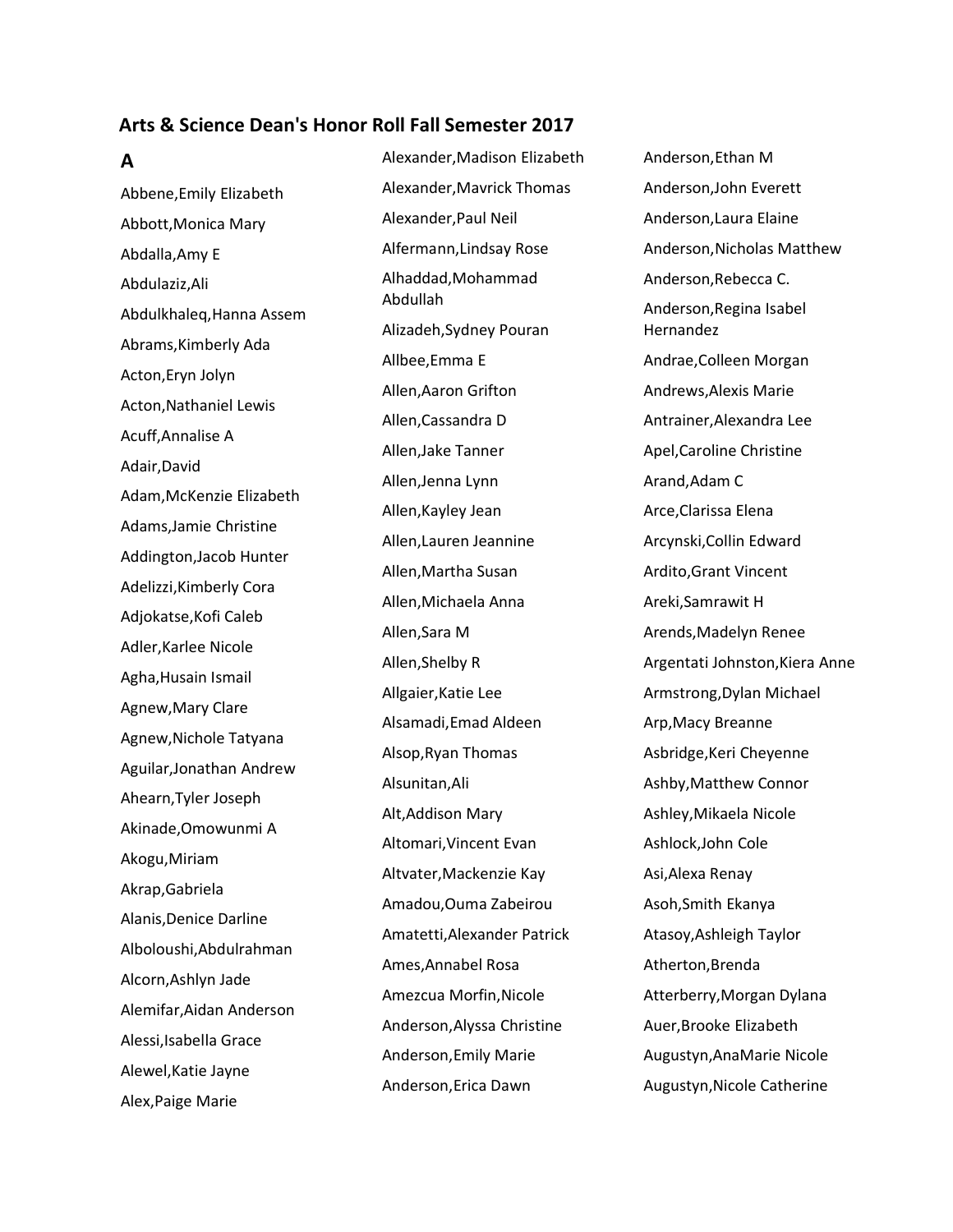# Arts & Science Dean's Honor Roll Fall Semester 2017

## A

Abbene,Emily Elizabeth
Abbott,Monica Mary
Abdalla,Amy E
Abdulaziz,Ali
Abdulkhaleq,Hanna Assem
Abrams,Kimberly Ada
Acton,Eryn Jolyn
Acton,Nathaniel Lewis
Acuff,Annalise A
Adair,David
Adam,McKenzie Elizabeth
Adams,Jamie Christine
Addington,Jacob Hunter
Adelizzi,Kimberly Cora
Adjokatse,Kofi Caleb
Adler,Karlee Nicole
Agha,Husain Ismail
Agnew,Mary Clare
Agnew,Nichole Tatyana
Aguilar,Jonathan Andrew
Ahearn,Tyler Joseph
Akinade,Omowunmi A
Akogu,Miriam
Akrap,Gabriela
Alanis,Denice Darline
Alboloushi,Abdulrahman
Alcorn,Ashlyn Jade
Alemifar,Aidan Anderson
Alessi,Isabella Grace
Alewel,Katie Jayne
Alex,Paige Marie
Alexander,Madison Elizabeth
Alexander,Mavrick Thomas
Alexander,Paul Neil
Alfermann,Lindsay Rose
Alhaddad,Mohammad Abdullah
Alizadeh,Sydney Pouran
Allbee,Emma E
Allen,Aaron Grifton
Allen,Cassandra D
Allen,Jake Tanner
Allen,Jenna Lynn
Allen,Kayley Jean
Allen,Lauren Jeannine
Allen,Martha Susan
Allen,Michaela Anna
Allen,Sara M
Allen,Shelby R
Allgaier,Katie Lee
Alsamadi,Emad Aldeen
Alsop,Ryan Thomas
Alsunitan,Ali
Alt,Addison Mary
Altomari,Vincent Evan
Altvater,Mackenzie Kay
Amadou,Ouma Zabeirou
Amatetti,Alexander Patrick
Ames,Annabel Rosa
Amezcua Morfin,Nicole
Anderson,Alyssa Christine
Anderson,Emily Marie
Anderson,Erica Dawn
Anderson,Ethan M
Anderson,John Everett
Anderson,Laura Elaine
Anderson,Nicholas Matthew
Anderson,Rebecca C.
Anderson,Regina Isabel Hernandez
Andrae,Colleen Morgan
Andrews,Alexis Marie
Antrainer,Alexandra Lee
Apel,Caroline Christine
Arand,Adam C
Arce,Clarissa Elena
Arcynski,Collin Edward
Ardito,Grant Vincent
Areki,Samrawit H
Arends,Madelyn Renee
Argentati Johnston,Kiera Anne
Armstrong,Dylan Michael
Arp,Macy Breanne
Asbridge,Keri Cheyenne
Ashby,Matthew Connor
Ashley,Mikaela Nicole
Ashlock,John Cole
Asi,Alexa Renay
Asoh,Smith Ekanya
Atasoy,Ashleigh Taylor
Atherton,Brenda
Atterberry,Morgan Dylana
Auer,Brooke Elizabeth
Augustyn,AnaMarie Nicole
Augustyn,Nicole Catherine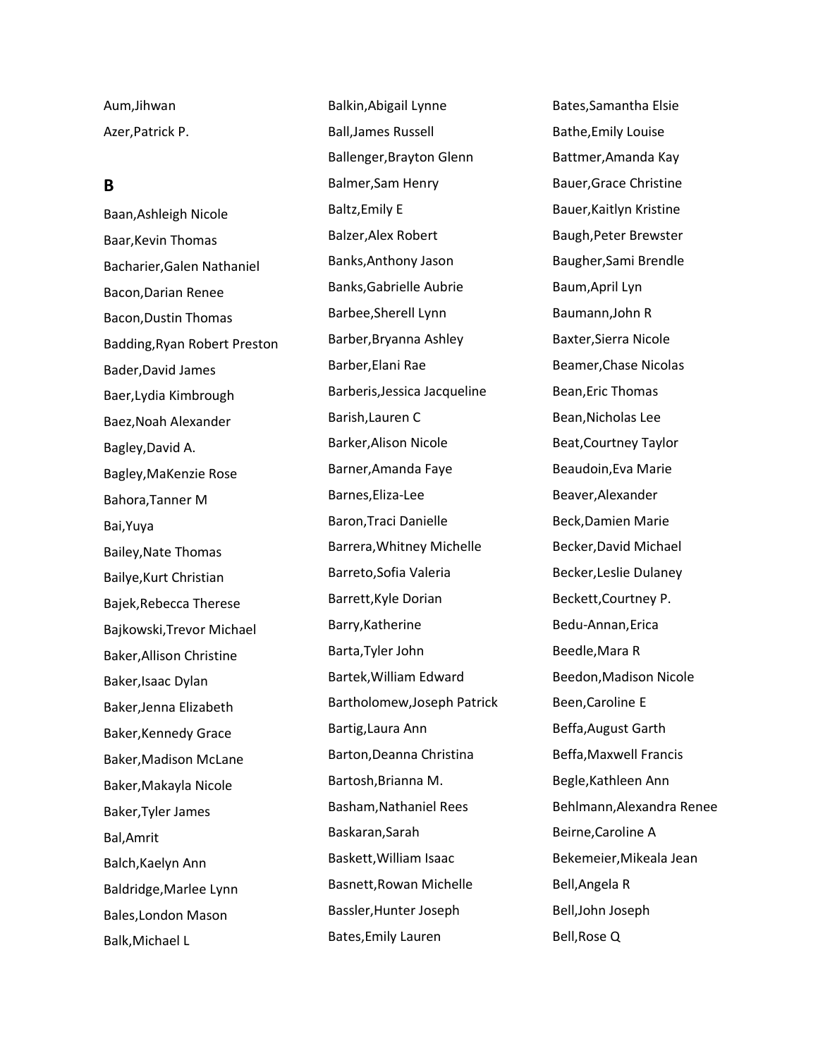Aum,Jihwan

Azer,Patrick P.

## B

Baan,Ashleigh Nicole

Baar,Kevin Thomas

Bacharier,Galen Nathaniel

Bacon,Darian Renee

Bacon,Dustin Thomas

Badding,Ryan Robert Preston

Bader,David James

Baer,Lydia Kimbrough

Baez,Noah Alexander

Bagley,David A.

Bagley,MaKenzie Rose

Bahora,Tanner M

Bai,Yuya

Bailey,Nate Thomas

Bailye,Kurt Christian

Bajek,Rebecca Therese

Bajkowski,Trevor Michael

Baker,Allison Christine

Baker,Isaac Dylan

Baker,Jenna Elizabeth

Baker,Kennedy Grace

Baker,Madison McLane

Baker,Makayla Nicole

Baker,Tyler James

Bal,Amrit

Balch,Kaelyn Ann

Baldridge,Marlee Lynn

Bales,London Mason

Balk,Michael L

Balkin,Abigail Lynne

Ball,James Russell

Ballenger,Brayton Glenn

Balmer,Sam Henry

Baltz,Emily E

Balzer,Alex Robert

Banks,Anthony Jason

Banks,Gabrielle Aubrie

Barbee,Sherell Lynn

Barber,Bryanna Ashley

Barber,Elani Rae

Barberis,Jessica Jacqueline

Barish,Lauren C

Barker,Alison Nicole

Barner,Amanda Faye

Barnes,Eliza-Lee

Baron,Traci Danielle

Barrera,Whitney Michelle

Barreto,Sofia Valeria

Barrett,Kyle Dorian

Barry,Katherine

Barta,Tyler John

Bartek,William Edward

Bartholomew,Joseph Patrick

Bartig,Laura Ann

Barton,Deanna Christina

Bartosh,Brianna M.

Basham,Nathaniel Rees

Baskaran,Sarah

Baskett,William Isaac

Basnett,Rowan Michelle

Bassler,Hunter Joseph

Bates,Emily Lauren

Bates,Samantha Elsie

Bathe,Emily Louise

Battmer,Amanda Kay

Bauer,Grace Christine

Bauer,Kaitlyn Kristine

Baugh,Peter Brewster

Baugher,Sami Brendle

Baum,April Lyn

Baumann,John R

Baxter,Sierra Nicole

Beamer,Chase Nicolas

Bean,Eric Thomas

Bean,Nicholas Lee

Beat,Courtney Taylor

Beaudoin,Eva Marie

Beaver,Alexander

Beck,Damien Marie

Becker,David Michael

Becker,Leslie Dulaney

Beckett,Courtney P.

Bedu-Annan,Erica

Beedle,Mara R

Beedon,Madison Nicole

Been,Caroline E

Beffa,August Garth

Beffa,Maxwell Francis

Begle,Kathleen Ann

Behlmann,Alexandra Renee

Beirne,Caroline A

Bekemeier,Mikeala Jean

Bell,Angela R

Bell,John Joseph

Bell,Rose Q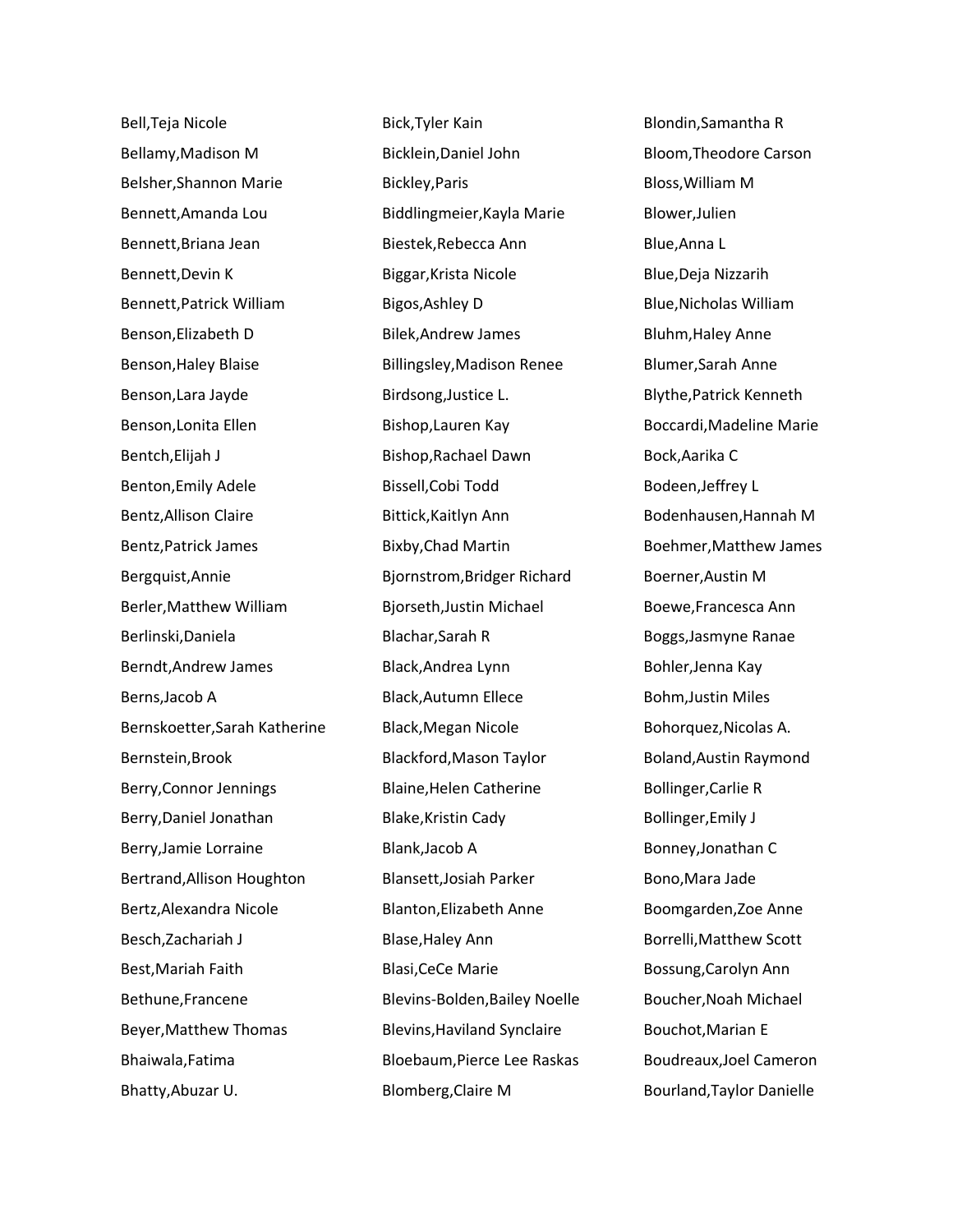Bell,Teja Nicole
Bellamy,Madison M
Belsher,Shannon Marie
Bennett,Amanda Lou
Bennett,Briana Jean
Bennett,Devin K
Bennett,Patrick William
Benson,Elizabeth D
Benson,Haley Blaise
Benson,Lara Jayde
Benson,Lonita Ellen
Bentch,Elijah J
Benton,Emily Adele
Bentz,Allison Claire
Bentz,Patrick James
Bergquist,Annie
Berler,Matthew William
Berlinski,Daniela
Berndt,Andrew James
Berns,Jacob A
Bernskoetter,Sarah Katherine
Bernstein,Brook
Berry,Connor Jennings
Berry,Daniel Jonathan
Berry,Jamie Lorraine
Bertrand,Allison Houghton
Bertz,Alexandra Nicole
Besch,Zachariah J
Best,Mariah Faith
Bethune,Francene
Beyer,Matthew Thomas
Bhaiwala,Fatima
Bhatty,Abuzar U.
Bick,Tyler Kain
Bicklein,Daniel John
Bickley,Paris
Biddlingmeier,Kayla Marie
Biestek,Rebecca Ann
Biggar,Krista Nicole
Bigos,Ashley D
Bilek,Andrew James
Billingsley,Madison Renee
Birdsong,Justice L.
Bishop,Lauren Kay
Bishop,Rachael Dawn
Bissell,Cobi Todd
Bittick,Kaitlyn Ann
Bixby,Chad Martin
Bjornstrom,Bridger Richard
Bjorseth,Justin Michael
Blachar,Sarah R
Black,Andrea Lynn
Black,Autumn Ellece
Black,Megan Nicole
Blackford,Mason Taylor
Blaine,Helen Catherine
Blake,Kristin Cady
Blank,Jacob A
Blansett,Josiah Parker
Blanton,Elizabeth Anne
Blase,Haley Ann
Blasi,CeCe Marie
Blevins-Bolden,Bailey Noelle
Blevins,Haviland Synclaire
Bloebaum,Pierce Lee Raskas
Blomberg,Claire M
Blondin,Samantha R
Bloom,Theodore Carson
Bloss,William M
Blower,Julien
Blue,Anna L
Blue,Deja Nizzarih
Blue,Nicholas William
Bluhm,Haley Anne
Blumer,Sarah Anne
Blythe,Patrick Kenneth
Boccardi,Madeline Marie
Bock,Aarika C
Bodeen,Jeffrey L
Bodenhausen,Hannah M
Boehmer,Matthew James
Boerner,Austin M
Boewe,Francesca Ann
Boggs,Jasmyne Ranae
Bohler,Jenna Kay
Bohm,Justin Miles
Bohorquez,Nicolas A.
Boland,Austin Raymond
Bollinger,Carlie R
Bollinger,Emily J
Bonney,Jonathan C
Bono,Mara Jade
Boomgarden,Zoe Anne
Borrelli,Matthew Scott
Bossung,Carolyn Ann
Boucher,Noah Michael
Bouchot,Marian E
Boudreaux,Joel Cameron
Bourland,Taylor Danielle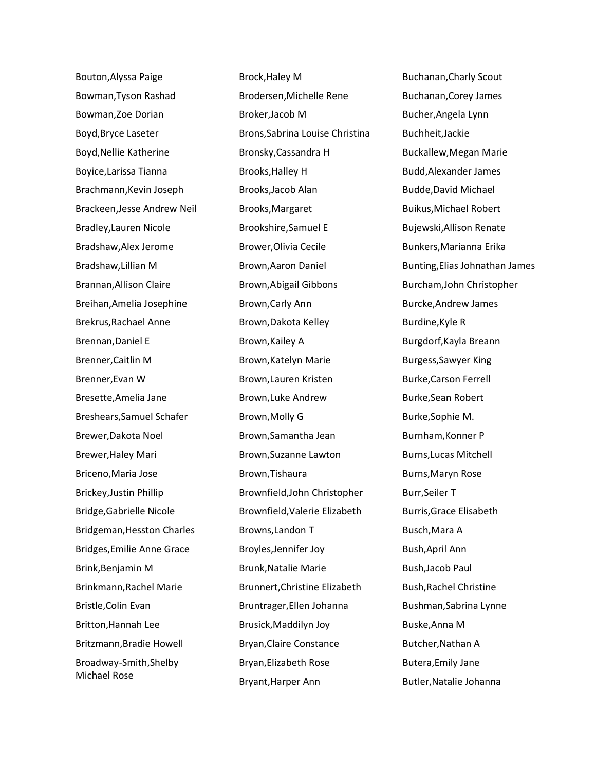Bouton,Alyssa Paige
Bowman,Tyson Rashad
Bowman,Zoe Dorian
Boyd,Bryce Laseter
Boyd,Nellie Katherine
Boyice,Larissa Tianna
Brachmann,Kevin Joseph
Brackeen,Jesse Andrew Neil
Bradley,Lauren Nicole
Bradshaw,Alex Jerome
Bradshaw,Lillian M
Brannan,Allison Claire
Breihan,Amelia Josephine
Brekrus,Rachael Anne
Brennan,Daniel E
Brenner,Caitlin M
Brenner,Evan W
Bresette,Amelia Jane
Breshears,Samuel Schafer
Brewer,Dakota Noel
Brewer,Haley Mari
Briceno,Maria Jose
Brickey,Justin Phillip
Bridge,Gabrielle Nicole
Bridgeman,Hesston Charles
Bridges,Emilie Anne Grace
Brink,Benjamin M
Brinkmann,Rachel Marie
Bristle,Colin Evan
Britton,Hannah Lee
Britzmann,Bradie Howell
Broadway-Smith,Shelby Michael Rose
Brock,Haley M
Brodersen,Michelle Rene
Broker,Jacob M
Brons,Sabrina Louise Christina
Bronsky,Cassandra H
Brooks,Halley H
Brooks,Jacob Alan
Brooks,Margaret
Brookshire,Samuel E
Brower,Olivia Cecile
Brown,Aaron Daniel
Brown,Abigail Gibbons
Brown,Carly Ann
Brown,Dakota Kelley
Brown,Kailey A
Brown,Katelyn Marie
Brown,Lauren Kristen
Brown,Luke Andrew
Brown,Molly G
Brown,Samantha Jean
Brown,Suzanne Lawton
Brown,Tishaura
Brownfield,John Christopher
Brownfield,Valerie Elizabeth
Browns,Landon T
Broyles,Jennifer Joy
Brunk,Natalie Marie
Brunnert,Christine Elizabeth
Bruntrager,Ellen Johanna
Brusick,Maddilyn Joy
Bryan,Claire Constance
Bryan,Elizabeth Rose
Bryant,Harper Ann
Buchanan,Charly Scout
Buchanan,Corey James
Bucher,Angela Lynn
Buchheit,Jackie
Buckallew,Megan Marie
Budd,Alexander James
Budde,David Michael
Buikus,Michael Robert
Bujewski,Allison Renate
Bunkers,Marianna Erika
Bunting,Elias Johnathan James
Burcham,John Christopher
Burcke,Andrew James
Burdine,Kyle R
Burgdorf,Kayla Breann
Burgess,Sawyer King
Burke,Carson Ferrell
Burke,Sean Robert
Burke,Sophie M.
Burnham,Konner P
Burns,Lucas Mitchell
Burns,Maryn Rose
Burr,Seiler T
Burris,Grace Elisabeth
Busch,Mara A
Bush,April Ann
Bush,Jacob Paul
Bush,Rachel Christine
Bushman,Sabrina Lynne
Buske,Anna M
Butcher,Nathan A
Butera,Emily Jane
Butler,Natalie Johanna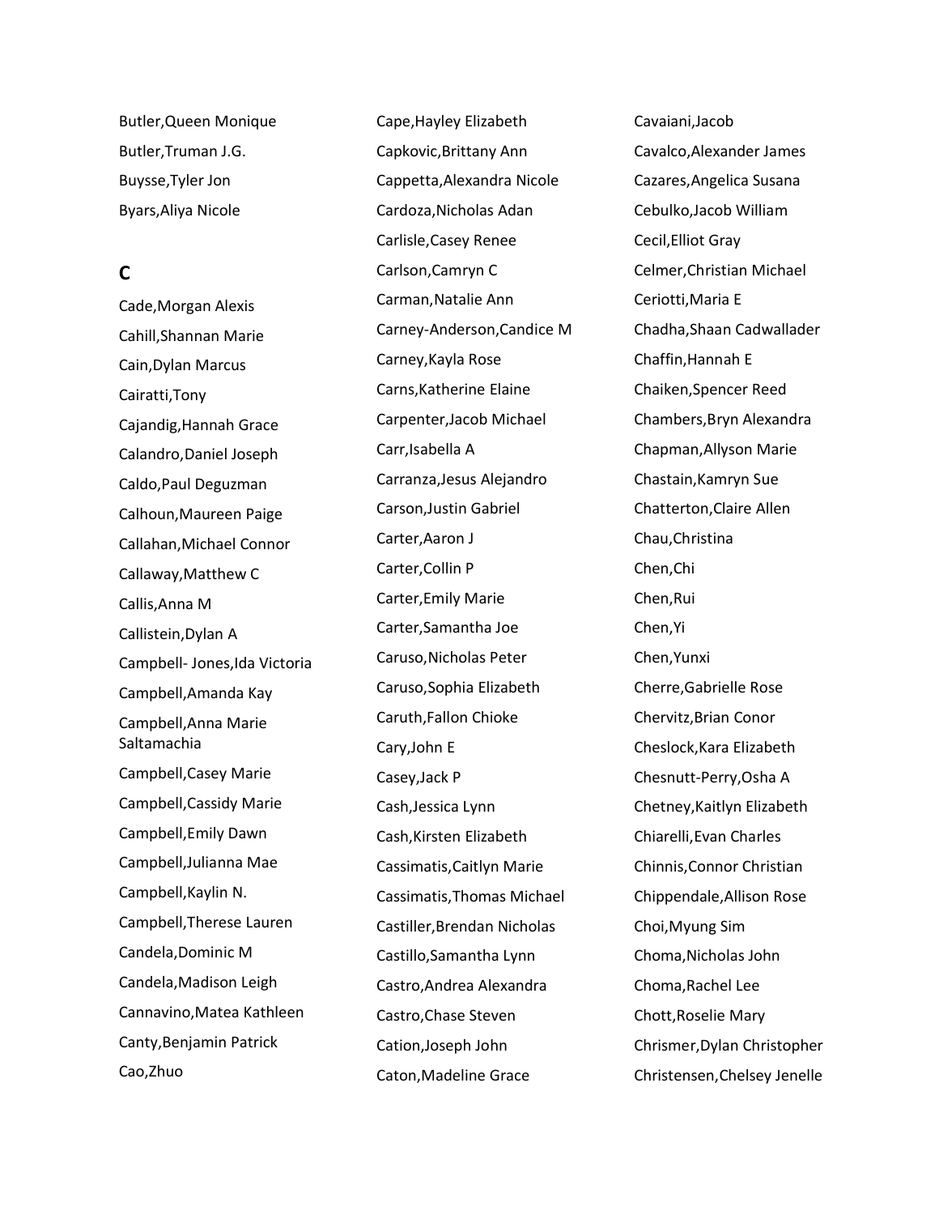Butler,Queen Monique

Butler,Truman J.G.

Buysse,Tyler Jon

Byars,Aliya Nicole

## C

Cade,Morgan Alexis

Cahill,Shannan Marie

Cain,Dylan Marcus

Cairatti,Tony

Cajandig,Hannah Grace

Calandro,Daniel Joseph

Caldo,Paul Deguzman

Calhoun,Maureen Paige

Callahan,Michael Connor

Callaway,Matthew C

Callis,Anna M

Callistein,Dylan A

Campbell- Jones,Ida Victoria

Campbell,Amanda Kay

Campbell,Anna Marie Saltamachia

Campbell,Casey Marie

Campbell,Cassidy Marie

Campbell,Emily Dawn

Campbell,Julianna Mae

Campbell,Kaylin N.

Campbell,Therese Lauren

Candela,Dominic M

Candela,Madison Leigh

Cannavino,Matea Kathleen

Canty,Benjamin Patrick

Cao,Zhuo

Cape,Hayley Elizabeth

Capkovic,Brittany Ann

Cappetta,Alexandra Nicole

Cardoza,Nicholas Adan

Carlisle,Casey Renee

Carlson,Camryn C

Carman,Natalie Ann

Carney-Anderson,Candice M

Carney,Kayla Rose

Carns,Katherine Elaine

Carpenter,Jacob Michael

Carr,Isabella A

Carranza,Jesus Alejandro

Carson,Justin Gabriel

Carter,Aaron J

Carter,Collin P

Carter,Emily Marie

Carter,Samantha Joe

Caruso,Nicholas Peter

Caruso,Sophia Elizabeth

Caruth,Fallon Chioke

Cary,John E

Casey,Jack P

Cash,Jessica Lynn

Cash,Kirsten Elizabeth

Cassimatis,Caitlyn Marie

Cassimatis,Thomas Michael

Castiller,Brendan Nicholas

Castillo,Samantha Lynn

Castro,Andrea Alexandra

Castro,Chase Steven

Cation,Joseph John

Caton,Madeline Grace

Cavaiani,Jacob

Cavalco,Alexander James

Cazares,Angelica Susana

Cebulko,Jacob William

Cecil,Elliot Gray

Celmer,Christian Michael

Ceriotti,Maria E

Chadha,Shaan Cadwallader

Chaffin,Hannah E

Chaiken,Spencer Reed

Chambers,Bryn Alexandra

Chapman,Allyson Marie

Chastain,Kamryn Sue

Chatterton,Claire Allen

Chau,Christina

Chen,Chi

Chen,Rui

Chen,Yi

Chen,Yunxi

Cherre,Gabrielle Rose

Chervitz,Brian Conor

Cheslock,Kara Elizabeth

Chesnutt-Perry,Osha A

Chetney,Kaitlyn Elizabeth

Chiarelli,Evan Charles

Chinnis,Connor Christian

Chippendale,Allison Rose

Choi,Myung Sim

Choma,Nicholas John

Choma,Rachel Lee

Chott,Roselie Mary

Chrismer,Dylan Christopher

Christensen,Chelsey Jenelle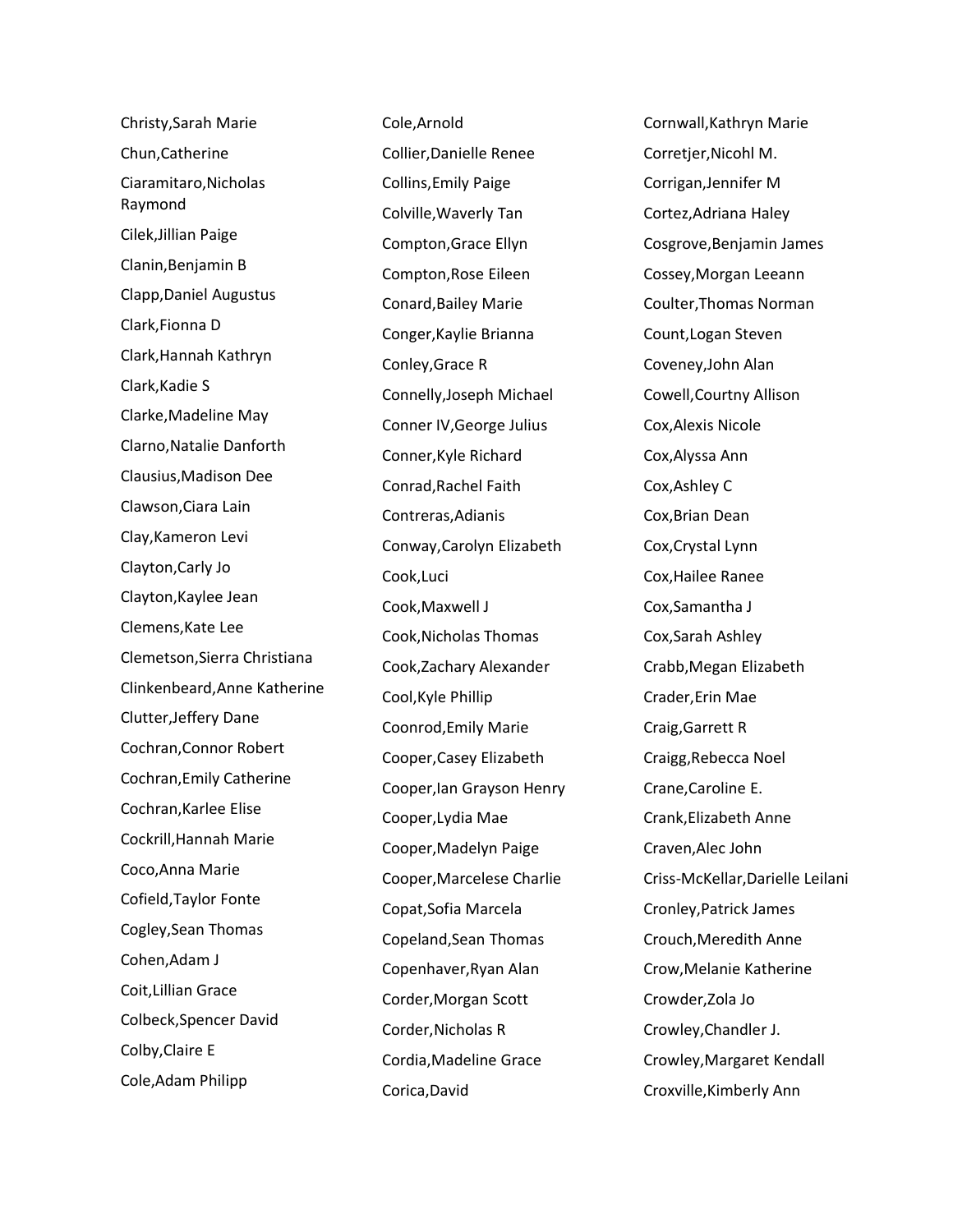Christy,Sarah Marie

Chun,Catherine

Ciaramitaro,Nicholas Raymond

Cilek,Jillian Paige

Clanin,Benjamin B

Clapp,Daniel Augustus

Clark,Fionna D

Clark,Hannah Kathryn

Clark,Kadie S

Clarke,Madeline May

Clarno,Natalie Danforth

Clausius,Madison Dee

Clawson,Ciara Lain

Clay,Kameron Levi

Clayton,Carly Jo

Clayton,Kaylee Jean

Clemens,Kate Lee

Clemetson,Sierra Christiana

Clinkenbeard,Anne Katherine

Clutter,Jeffery Dane

Cochran,Connor Robert

Cochran,Emily Catherine

Cochran,Karlee Elise

Cockrill,Hannah Marie

Coco,Anna Marie

Cofield,Taylor Fonte

Cogley,Sean Thomas

Cohen,Adam J

Coit,Lillian Grace

Colbeck,Spencer David

Colby,Claire E

Cole,Adam Philipp

Cole,Arnold

Collier,Danielle Renee

Collins,Emily Paige

Colville,Waverly Tan

Compton,Grace Ellyn

Compton,Rose Eileen

Conard,Bailey Marie

Conger,Kaylie Brianna

Conley,Grace R

Connelly,Joseph Michael

Conner IV,George Julius

Conner,Kyle Richard

Conrad,Rachel Faith

Contreras,Adianis

Conway,Carolyn Elizabeth

Cook,Luci

Cook,Maxwell J

Cook,Nicholas Thomas

Cook,Zachary Alexander

Cool,Kyle Phillip

Coonrod,Emily Marie

Cooper,Casey Elizabeth

Cooper,Ian Grayson Henry

Cooper,Lydia Mae

Cooper,Madelyn Paige

Cooper,Marcelese Charlie

Copat,Sofia Marcela

Copeland,Sean Thomas

Copenhaver,Ryan Alan

Corder,Morgan Scott

Corder,Nicholas R

Cordia,Madeline Grace

Corica,David

Cornwall,Kathryn Marie

Corretjer,Nicohl M.

Corrigan,Jennifer M

Cortez,Adriana Haley

Cosgrove,Benjamin James

Cossey,Morgan Leeann

Coulter,Thomas Norman

Count,Logan Steven

Coveney,John Alan

Cowell,Courtny Allison

Cox,Alexis Nicole

Cox,Alyssa Ann

Cox,Ashley C

Cox,Brian Dean

Cox,Crystal Lynn

Cox,Hailee Ranee

Cox,Samantha J

Cox,Sarah Ashley

Crabb,Megan Elizabeth

Crader,Erin Mae

Craig,Garrett R

Craigg,Rebecca Noel

Crane,Caroline E.

Crank,Elizabeth Anne

Craven,Alec John

Criss-McKellar,Darielle Leilani

Cronley,Patrick James

Crouch,Meredith Anne

Crow,Melanie Katherine

Crowder,Zola Jo

Crowley,Chandler J.

Crowley,Margaret Kendall

Croxville,Kimberly Ann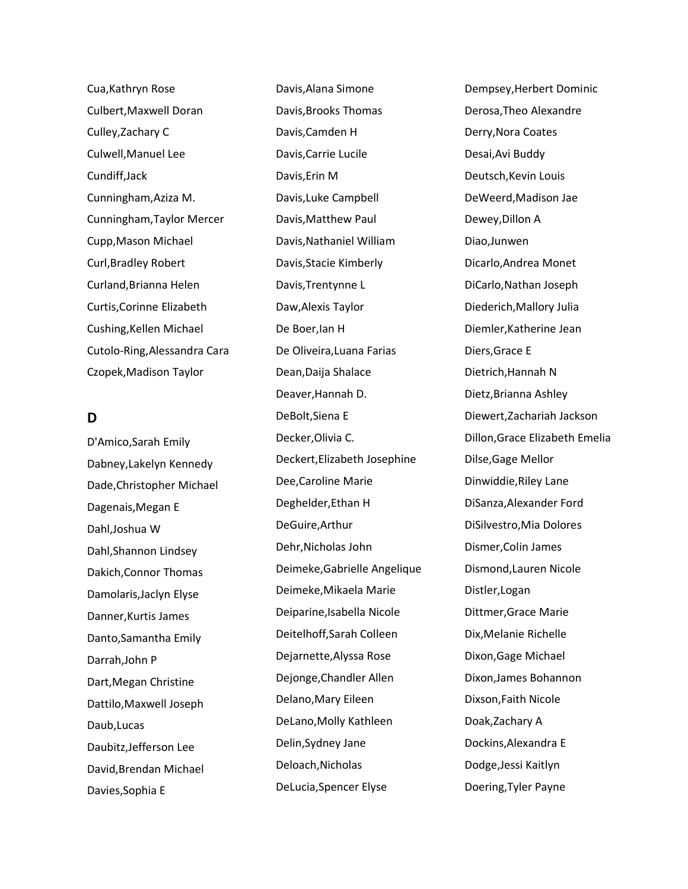Cua,Kathryn Rose
Culbert,Maxwell Doran
Culley,Zachary C
Culwell,Manuel Lee
Cundiff,Jack
Cunningham,Aziza M.
Cunningham,Taylor Mercer
Cupp,Mason Michael
Curl,Bradley Robert
Curland,Brianna Helen
Curtis,Corinne Elizabeth
Cushing,Kellen Michael
Cutolo-Ring,Alessandra Cara
Czopek,Madison Taylor

## D

D'Amico,Sarah Emily
Dabney,Lakelyn Kennedy
Dade,Christopher Michael
Dagenais,Megan E
Dahl,Joshua W
Dahl,Shannon Lindsey
Dakich,Connor Thomas
Damolaris,Jaclyn Elyse
Danner,Kurtis James
Danto,Samantha Emily
Darrah,John P
Dart,Megan Christine
Dattilo,Maxwell Joseph
Daub,Lucas
Daubitz,Jefferson Lee
David,Brendan Michael
Davies,Sophia E
Davis,Alana Simone
Davis,Brooks Thomas
Davis,Camden H
Davis,Carrie Lucile
Davis,Erin M
Davis,Luke Campbell
Davis,Matthew Paul
Davis,Nathaniel William
Davis,Stacie Kimberly
Davis,Trentynne L
Daw,Alexis Taylor
De Boer,Ian H
De Oliveira,Luana Farias
Dean,Daija Shalace
Deaver,Hannah D.
DeBolt,Siena E
Decker,Olivia C.
Deckert,Elizabeth Josephine
Dee,Caroline Marie
Deghelder,Ethan H
DeGuire,Arthur
Dehr,Nicholas John
Deimeke,Gabrielle Angelique
Deimeke,Mikaela Marie
Deiparine,Isabella Nicole
Deitelhoff,Sarah Colleen
Dejarnette,Alyssa Rose
Dejonge,Chandler Allen
Delano,Mary Eileen
DeLano,Molly Kathleen
Delin,Sydney Jane
Deloach,Nicholas
DeLucia,Spencer Elyse
Dempsey,Herbert Dominic
Derosa,Theo Alexandre
Derry,Nora Coates
Desai,Avi Buddy
Deutsch,Kevin Louis
DeWeerd,Madison Jae
Dewey,Dillon A
Diao,Junwen
Dicarlo,Andrea Monet
DiCarlo,Nathan Joseph
Diederich,Mallory Julia
Diemler,Katherine Jean
Diers,Grace E
Dietrich,Hannah N
Dietz,Brianna Ashley
Diewert,Zachariah Jackson
Dillon,Grace Elizabeth Emelia
Dilse,Gage Mellor
Dinwiddie,Riley Lane
DiSanza,Alexander Ford
DiSilvestro,Mia Dolores
Dismer,Colin James
Dismond,Lauren Nicole
Distler,Logan
Dittmer,Grace Marie
Dix,Melanie Richelle
Dixon,Gage Michael
Dixon,James Bohannon
Dixson,Faith Nicole
Doak,Zachary A
Dockins,Alexandra E
Dodge,Jessi Kaitlyn
Doering,Tyler Payne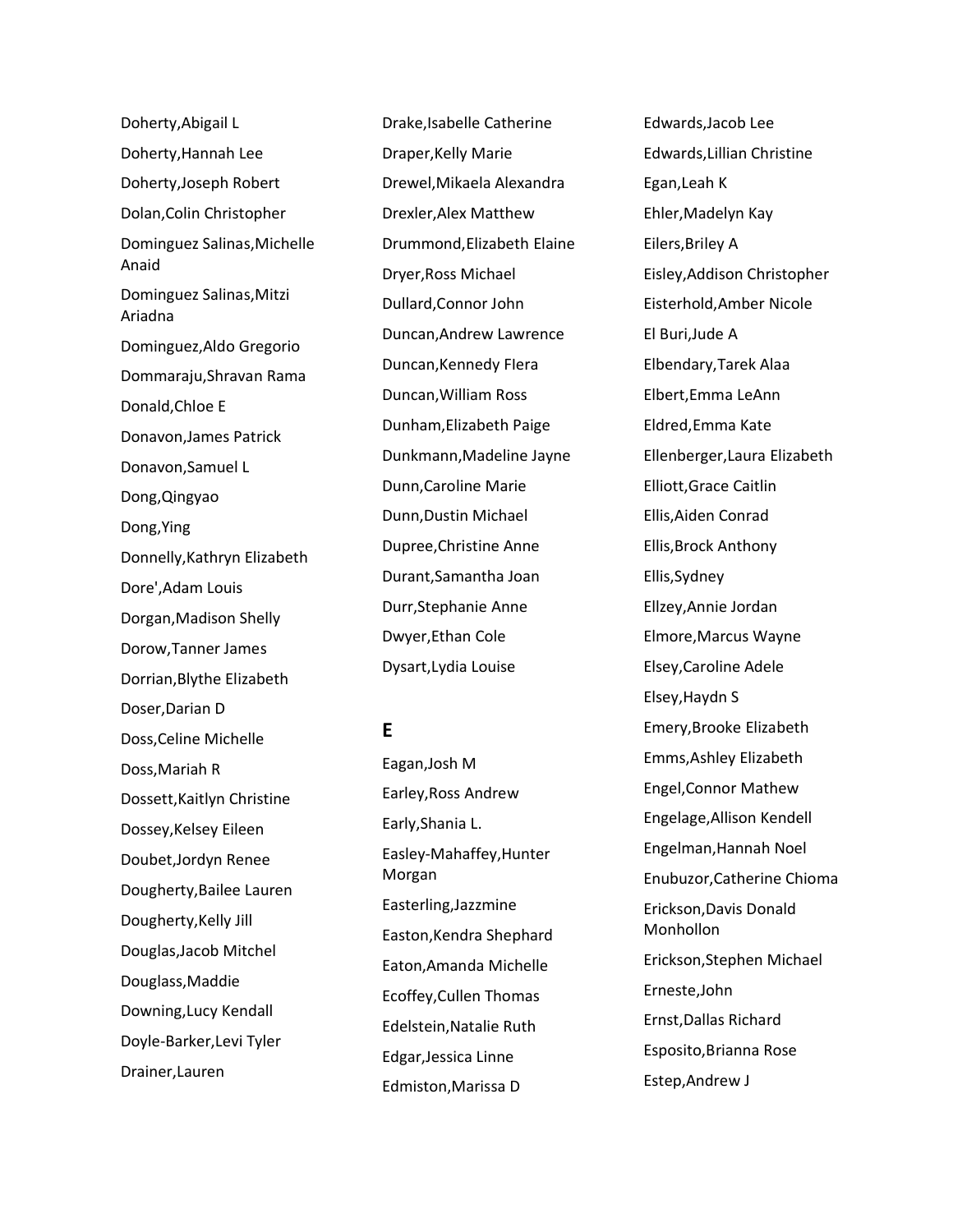Doherty,Abigail L

Doherty,Hannah Lee

Doherty,Joseph Robert

Dolan,Colin Christopher

Dominguez Salinas,Michelle Anaid

Dominguez Salinas,Mitzi Ariadna

Dominguez,Aldo Gregorio

Dommaraju,Shravan Rama

Donald,Chloe E

Donavon,James Patrick

Donavon,Samuel L

Dong,Qingyao

Dong,Ying

Donnelly,Kathryn Elizabeth

Dore',Adam Louis

Dorgan,Madison Shelly

Dorow,Tanner James

Dorrian,Blythe Elizabeth

Doser,Darian D

Doss,Celine Michelle

Doss,Mariah R

Dossett,Kaitlyn Christine

Dossey,Kelsey Eileen

Doubet,Jordyn Renee

Dougherty,Bailee Lauren

Dougherty,Kelly Jill

Douglas,Jacob Mitchel

Douglass,Maddie

Downing,Lucy Kendall

Doyle-Barker,Levi Tyler

Drainer,Lauren

Drake,Isabelle Catherine

Draper,Kelly Marie

Drewel,Mikaela Alexandra

Drexler,Alex Matthew

Drummond,Elizabeth Elaine

Dryer,Ross Michael

Dullard,Connor John

Duncan,Andrew Lawrence

Duncan,Kennedy Flera

Duncan,William Ross

Dunham,Elizabeth Paige

Dunkmann,Madeline Jayne

Dunn,Caroline Marie

Dunn,Dustin Michael

Dupree,Christine Anne

Durant,Samantha Joan

Durr,Stephanie Anne

Dwyer,Ethan Cole

Dysart,Lydia Louise

## E

Eagan,Josh M

Earley,Ross Andrew

Early,Shania L.

Easley-Mahaffey,Hunter Morgan

Easterling,Jazzmine

Easton,Kendra Shephard

Eaton,Amanda Michelle

Ecoffey,Cullen Thomas

Edelstein,Natalie Ruth

Edgar,Jessica Linne

Edmiston,Marissa D

Edwards,Jacob Lee

Edwards,Lillian Christine

Egan,Leah K

Ehler,Madelyn Kay

Eilers,Briley A

Eisley,Addison Christopher

Eisterhold,Amber Nicole

El Buri,Jude A

Elbendary,Tarek Alaa

Elbert,Emma LeAnn

Eldred,Emma Kate

Ellenberger,Laura Elizabeth

Elliott,Grace Caitlin

Ellis,Aiden Conrad

Ellis,Brock Anthony

Ellis,Sydney

Ellzey,Annie Jordan

Elmore,Marcus Wayne

Elsey,Caroline Adele

Elsey,Haydn S

Emery,Brooke Elizabeth

Emms,Ashley Elizabeth

Engel,Connor Mathew

Engelage,Allison Kendell

Engelman,Hannah Noel

Enubuzor,Catherine Chioma

Erickson,Davis Donald Monhollon

Erickson,Stephen Michael

Erneste,John

Ernst,Dallas Richard

Esposito,Brianna Rose

Estep,Andrew J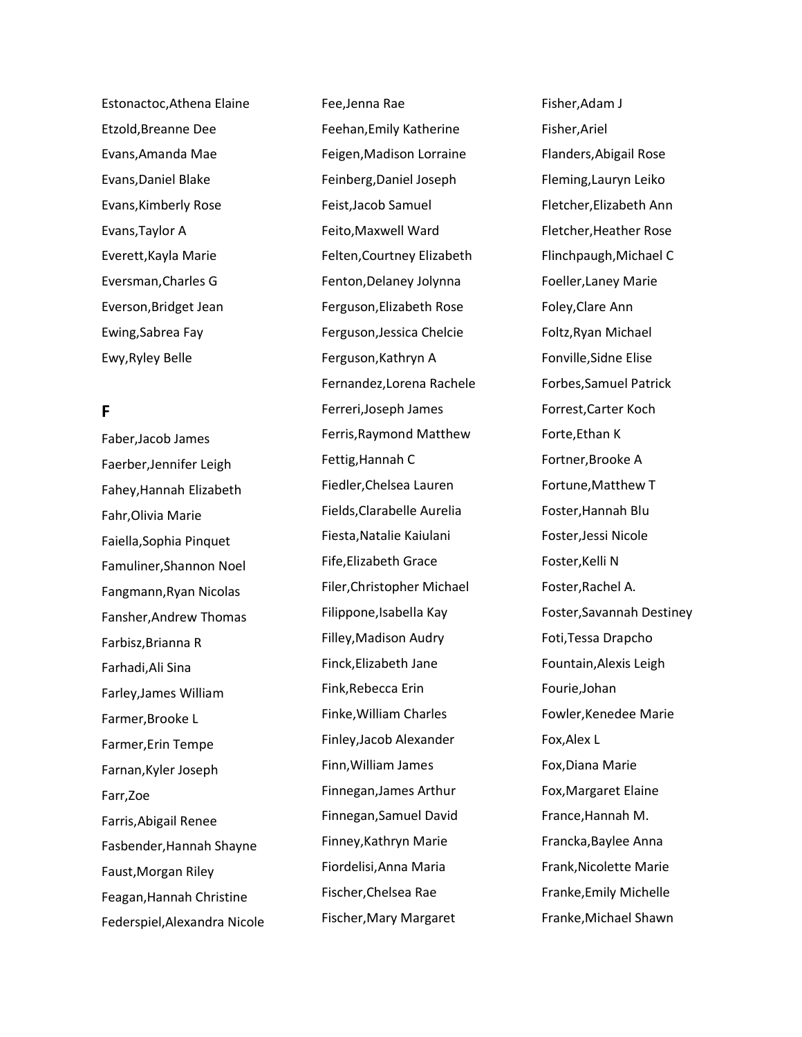Estonactoc,Athena Elaine
Etzold,Breanne Dee
Evans,Amanda Mae
Evans,Daniel Blake
Evans,Kimberly Rose
Evans,Taylor A
Everett,Kayla Marie
Eversman,Charles G
Everson,Bridget Jean
Ewing,Sabrea Fay
Ewy,Ryley Belle

## F

Faber,Jacob James
Faerber,Jennifer Leigh
Fahey,Hannah Elizabeth
Fahr,Olivia Marie
Faiella,Sophia Pinquet
Famuliner,Shannon Noel
Fangmann,Ryan Nicolas
Fansher,Andrew Thomas
Farbisz,Brianna R
Farhadi,Ali Sina
Farley,James William
Farmer,Brooke L
Farmer,Erin Tempe
Farnan,Kyler Joseph
Farr,Zoe
Farris,Abigail Renee
Fasbender,Hannah Shayne
Faust,Morgan Riley
Feagan,Hannah Christine
Federspiel,Alexandra Nicole
Fee,Jenna Rae
Feehan,Emily Katherine
Feigen,Madison Lorraine
Feinberg,Daniel Joseph
Feist,Jacob Samuel
Feito,Maxwell Ward
Felten,Courtney Elizabeth
Fenton,Delaney Jolynna
Ferguson,Elizabeth Rose
Ferguson,Jessica Chelcie
Ferguson,Kathryn A
Fernandez,Lorena Rachele
Ferreri,Joseph James
Ferris,Raymond Matthew
Fettig,Hannah C
Fiedler,Chelsea Lauren
Fields,Clarabelle Aurelia
Fiesta,Natalie Kaiulani
Fife,Elizabeth Grace
Filer,Christopher Michael
Filippone,Isabella Kay
Filley,Madison Audry
Finck,Elizabeth Jane
Fink,Rebecca Erin
Finke,William Charles
Finley,Jacob Alexander
Finn,William James
Finnegan,James Arthur
Finnegan,Samuel David
Finney,Kathryn Marie
Fiordelisi,Anna Maria
Fischer,Chelsea Rae
Fischer,Mary Margaret
Fisher,Adam J
Fisher,Ariel
Flanders,Abigail Rose
Fleming,Lauryn Leiko
Fletcher,Elizabeth Ann
Fletcher,Heather Rose
Flinchpaugh,Michael C
Foeller,Laney Marie
Foley,Clare Ann
Foltz,Ryan Michael
Fonville,Sidne Elise
Forbes,Samuel Patrick
Forrest,Carter Koch
Forte,Ethan K
Fortner,Brooke A
Fortune,Matthew T
Foster,Hannah Blu
Foster,Jessi Nicole
Foster,Kelli N
Foster,Rachel A.
Foster,Savannah Destiney
Foti,Tessa Drapcho
Fountain,Alexis Leigh
Fourie,Johan
Fowler,Kenedee Marie
Fox,Alex L
Fox,Diana Marie
Fox,Margaret Elaine
France,Hannah M.
Francka,Baylee Anna
Frank,Nicolette Marie
Franke,Emily Michelle
Franke,Michael Shawn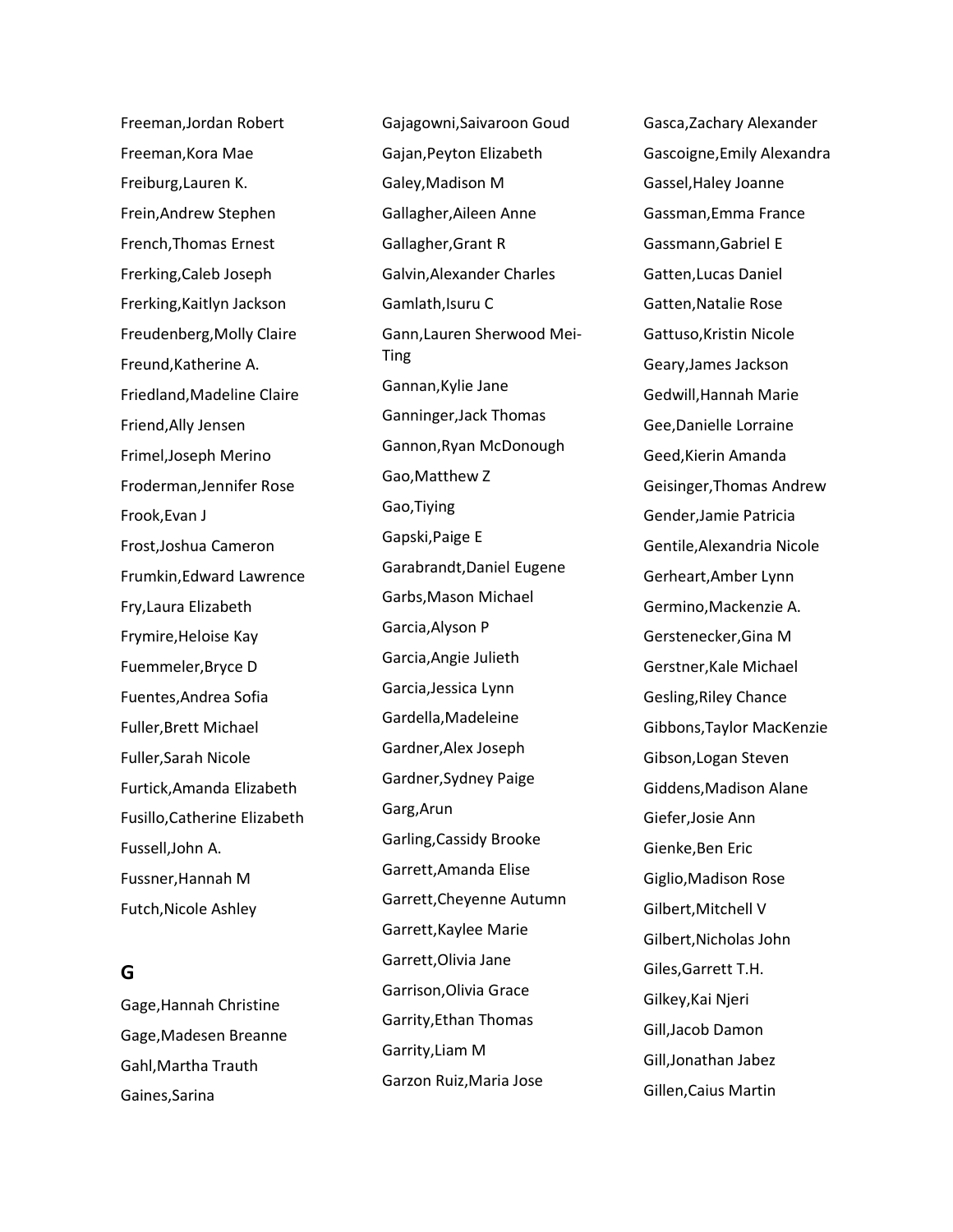Freeman,Jordan Robert

Freeman,Kora Mae

Freiburg,Lauren K.

Frein,Andrew Stephen

French,Thomas Ernest

Frerking,Caleb Joseph

Frerking,Kaitlyn Jackson

Freudenberg,Molly Claire

Freund,Katherine A.

Friedland,Madeline Claire

Friend,Ally Jensen

Frimel,Joseph Merino

Froderman,Jennifer Rose

Frook,Evan J

Frost,Joshua Cameron

Frumkin,Edward Lawrence

Fry,Laura Elizabeth

Frymire,Heloise Kay

Fuemmeler,Bryce D

Fuentes,Andrea Sofia

Fuller,Brett Michael

Fuller,Sarah Nicole

Furtick,Amanda Elizabeth

Fusillo,Catherine Elizabeth

Fussell,John A.

Fussner,Hannah M

Futch,Nicole Ashley

## G

Gage,Hannah Christine

Gage,Madesen Breanne

Gahl,Martha Trauth

Gaines,Sarina

Gajagowni,Saivaroon Goud

Gajan,Peyton Elizabeth

Galey,Madison M

Gallagher,Aileen Anne

Gallagher,Grant R

Galvin,Alexander Charles

Gamlath,Isuru C

Gann,Lauren Sherwood Mei-Ting

Gannan,Kylie Jane

Ganninger,Jack Thomas

Gannon,Ryan McDonough

Gao,Matthew Z

Gao,Tiying

Gapski,Paige E

Garabrandt,Daniel Eugene

Garbs,Mason Michael

Garcia,Alyson P

Garcia,Angie Julieth

Garcia,Jessica Lynn

Gardella,Madeleine

Gardner,Alex Joseph

Gardner,Sydney Paige

Garg,Arun

Garling,Cassidy Brooke

Garrett,Amanda Elise

Garrett,Cheyenne Autumn

Garrett,Kaylee Marie

Garrett,Olivia Jane

Garrison,Olivia Grace

Garrity,Ethan Thomas

Garrity,Liam M

Garzon Ruiz,Maria Jose

Gasca,Zachary Alexander

Gascoigne,Emily Alexandra

Gassel,Haley Joanne

Gassman,Emma France

Gassmann,Gabriel E

Gatten,Lucas Daniel

Gatten,Natalie Rose

Gattuso,Kristin Nicole

Geary,James Jackson

Gedwill,Hannah Marie

Gee,Danielle Lorraine

Geed,Kierin Amanda

Geisinger,Thomas Andrew

Gender,Jamie Patricia

Gentile,Alexandria Nicole

Gerheart,Amber Lynn

Germino,Mackenzie A.

Gerstenecker,Gina M

Gerstner,Kale Michael

Gesling,Riley Chance

Gibbons,Taylor MacKenzie

Gibson,Logan Steven

Giddens,Madison Alane

Giefer,Josie Ann

Gienke,Ben Eric

Giglio,Madison Rose

Gilbert,Mitchell V

Gilbert,Nicholas John

Giles,Garrett T.H.

Gilkey,Kai Njeri

Gill,Jacob Damon

Gill,Jonathan Jabez

Gillen,Caius Martin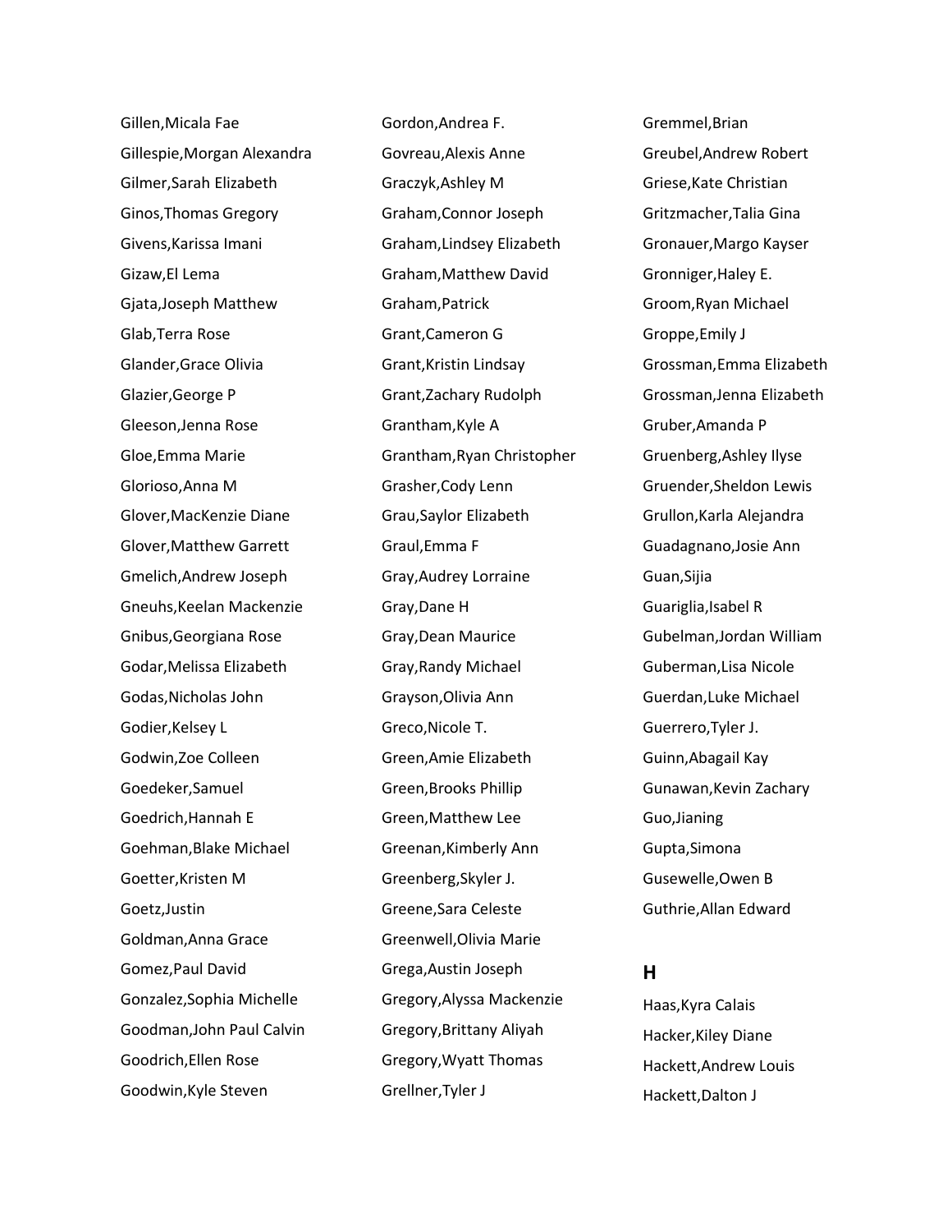Gillen,Micala Fae
Gillespie,Morgan Alexandra
Gilmer,Sarah Elizabeth
Ginos,Thomas Gregory
Givens,Karissa Imani
Gizaw,El Lema
Gjata,Joseph Matthew
Glab,Terra Rose
Glander,Grace Olivia
Glazier,George P
Gleeson,Jenna Rose
Gloe,Emma Marie
Glorioso,Anna M
Glover,MacKenzie Diane
Glover,Matthew Garrett
Gmelich,Andrew Joseph
Gneuhs,Keelan Mackenzie
Gnibus,Georgiana Rose
Godar,Melissa Elizabeth
Godas,Nicholas John
Godier,Kelsey L
Godwin,Zoe Colleen
Goedeker,Samuel
Goedrich,Hannah E
Goehman,Blake Michael
Goetter,Kristen M
Goetz,Justin
Goldman,Anna Grace
Gomez,Paul David
Gonzalez,Sophia Michelle
Goodman,John Paul Calvin
Goodrich,Ellen Rose
Goodwin,Kyle Steven
Gordon,Andrea F.
Govreau,Alexis Anne
Graczyk,Ashley M
Graham,Connor Joseph
Graham,Lindsey Elizabeth
Graham,Matthew David
Graham,Patrick
Grant,Cameron G
Grant,Kristin Lindsay
Grant,Zachary Rudolph
Grantham,Kyle A
Grantham,Ryan Christopher
Grasher,Cody Lenn
Grau,Saylor Elizabeth
Graul,Emma F
Gray,Audrey Lorraine
Gray,Dane H
Gray,Dean Maurice
Gray,Randy Michael
Grayson,Olivia Ann
Greco,Nicole T.
Green,Amie Elizabeth
Green,Brooks Phillip
Green,Matthew Lee
Greenan,Kimberly Ann
Greenberg,Skyler J.
Greene,Sara Celeste
Greenwell,Olivia Marie
Grega,Austin Joseph
Gregory,Alyssa Mackenzie
Gregory,Brittany Aliyah
Gregory,Wyatt Thomas
Grellner,Tyler J
Gremmel,Brian
Greubel,Andrew Robert
Griese,Kate Christian
Gritzmacher,Talia Gina
Gronauer,Margo Kayser
Gronniger,Haley E.
Groom,Ryan Michael
Groppe,Emily J
Grossman,Emma Elizabeth
Grossman,Jenna Elizabeth
Gruber,Amanda P
Gruenberg,Ashley Ilyse
Gruender,Sheldon Lewis
Grullon,Karla Alejandra
Guadagnano,Josie Ann
Guan,Sijia
Guariglia,Isabel R
Gubelman,Jordan William
Guberman,Lisa Nicole
Guerdan,Luke Michael
Guerrero,Tyler J.
Guinn,Abagail Kay
Gunawan,Kevin Zachary
Guo,Jianing
Gupta,Simona
Gusewelle,Owen B
Guthrie,Allan Edward

## H

Haas,Kyra Calais
Hacker,Kiley Diane
Hackett,Andrew Louis
Hackett,Dalton J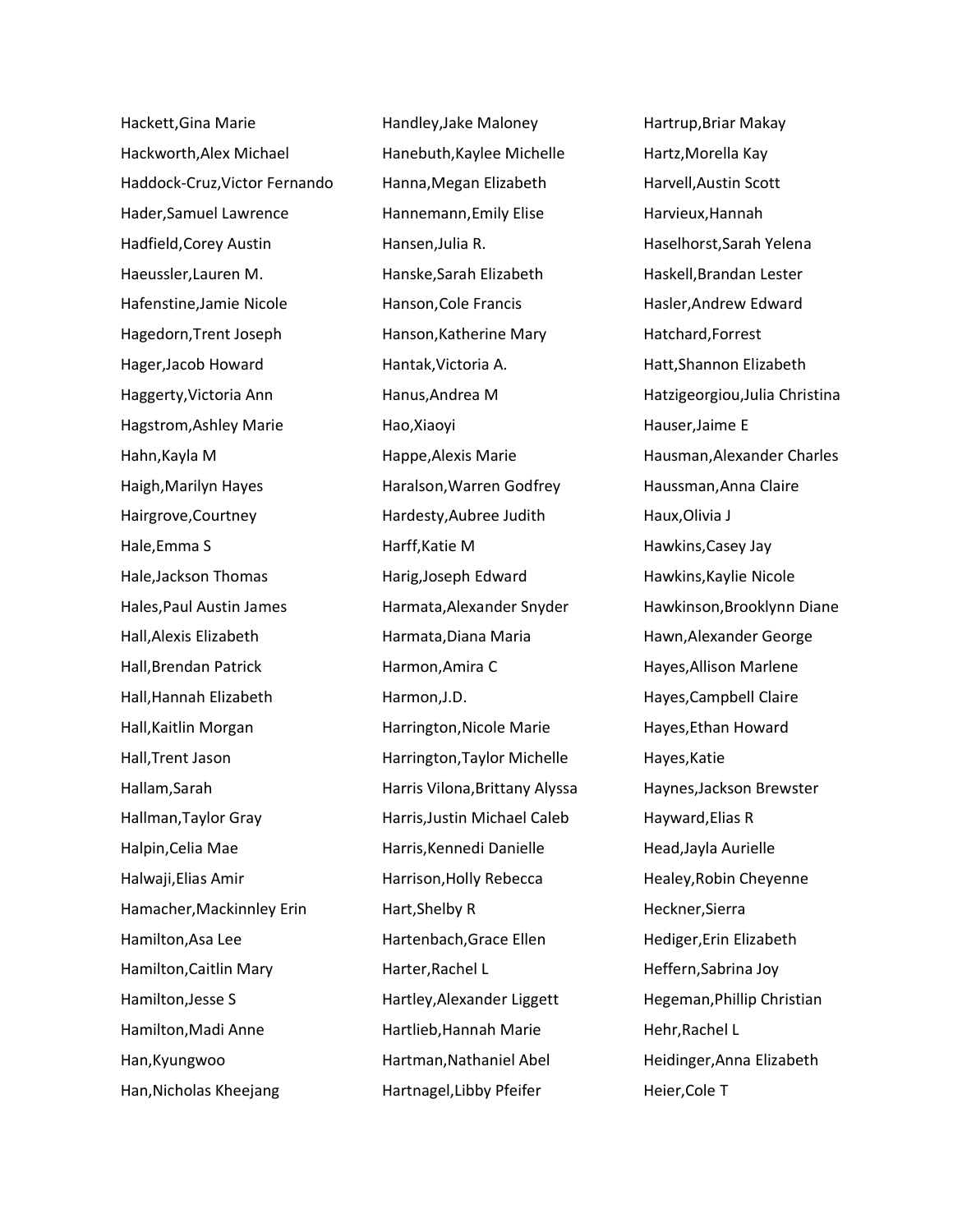Hackett,Gina Marie
Hackworth,Alex Michael
Haddock-Cruz,Victor Fernando
Hader,Samuel Lawrence
Hadfield,Corey Austin
Haeussler,Lauren M.
Hafenstine,Jamie Nicole
Hagedorn,Trent Joseph
Hager,Jacob Howard
Haggerty,Victoria Ann
Hagstrom,Ashley Marie
Hahn,Kayla M
Haigh,Marilyn Hayes
Hairgrove,Courtney
Hale,Emma S
Hale,Jackson Thomas
Hales,Paul Austin James
Hall,Alexis Elizabeth
Hall,Brendan Patrick
Hall,Hannah Elizabeth
Hall,Kaitlin Morgan
Hall,Trent Jason
Hallam,Sarah
Hallman,Taylor Gray
Halpin,Celia Mae
Halwaji,Elias Amir
Hamacher,Mackinnley Erin
Hamilton,Asa Lee
Hamilton,Caitlin Mary
Hamilton,Jesse S
Hamilton,Madi Anne
Han,Kyungwoo
Han,Nicholas Kheejang

Handley,Jake Maloney
Hanebuth,Kaylee Michelle
Hanna,Megan Elizabeth
Hannemann,Emily Elise
Hansen,Julia R.
Hanske,Sarah Elizabeth
Hanson,Cole Francis
Hanson,Katherine Mary
Hantak,Victoria A.
Hanus,Andrea M
Hao,Xiaoyi
Happe,Alexis Marie
Haralson,Warren Godfrey
Hardesty,Aubree Judith
Harff,Katie M
Harig,Joseph Edward
Harmata,Alexander Snyder
Harmata,Diana Maria
Harmon,Amira C
Harmon,J.D.
Harrington,Nicole Marie
Harrington,Taylor Michelle
Harris Vilona,Brittany Alyssa
Harris,Justin Michael Caleb
Harris,Kennedi Danielle
Harrison,Holly Rebecca
Hart,Shelby R
Hartenbach,Grace Ellen
Harter,Rachel L
Hartley,Alexander Liggett
Hartlieb,Hannah Marie
Hartman,Nathaniel Abel
Hartnagel,Libby Pfeifer

Hartrup,Briar Makay
Hartz,Morella Kay
Harvell,Austin Scott
Harvieux,Hannah
Haselhorst,Sarah Yelena
Haskell,Brandan Lester
Hasler,Andrew Edward
Hatchard,Forrest
Hatt,Shannon Elizabeth
Hatzigeorgiou,Julia Christina
Hauser,Jaime E
Hausman,Alexander Charles
Haussman,Anna Claire
Haux,Olivia J
Hawkins,Casey Jay
Hawkins,Kaylie Nicole
Hawkinson,Brooklynn Diane
Hawn,Alexander George
Hayes,Allison Marlene
Hayes,Campbell Claire
Hayes,Ethan Howard
Hayes,Katie
Haynes,Jackson Brewster
Hayward,Elias R
Head,Jayla Aurielle
Healey,Robin Cheyenne
Heckner,Sierra
Hediger,Erin Elizabeth
Heffern,Sabrina Joy
Hegeman,Phillip Christian
Hehr,Rachel L
Heidinger,Anna Elizabeth
Heier,Cole T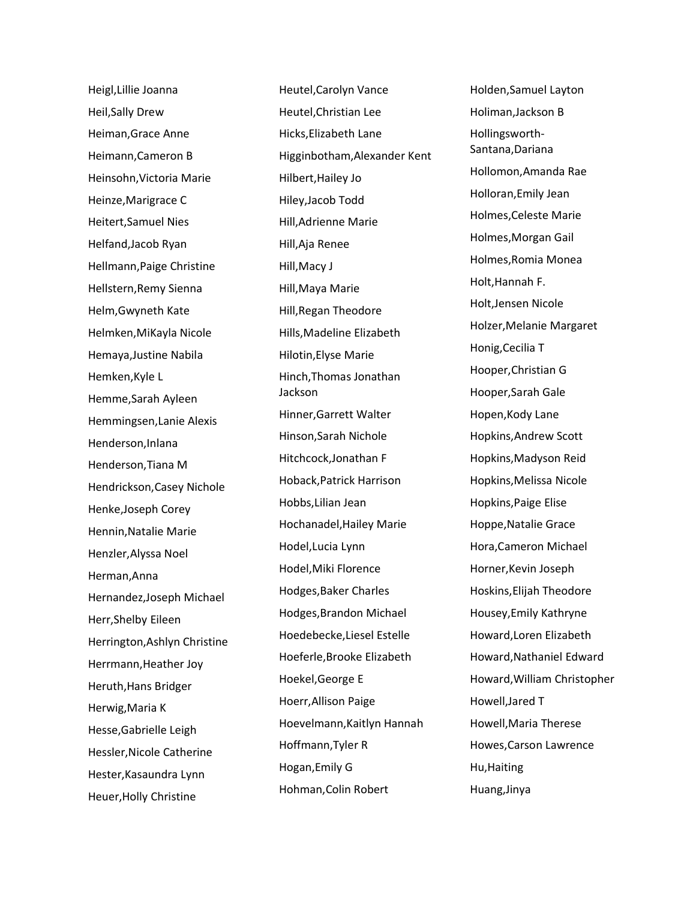Heigl,Lillie Joanna

Heil,Sally Drew

Heiman,Grace Anne

Heimann,Cameron B

Heinsohn,Victoria Marie

Heinze,Marigrace C

Heitert,Samuel Nies

Helfand,Jacob Ryan

Hellmann,Paige Christine

Hellstern,Remy Sienna

Helm,Gwyneth Kate

Helmken,MiKayla Nicole

Hemaya,Justine Nabila

Hemken,Kyle L

Hemme,Sarah Ayleen

Hemmingsen,Lanie Alexis

Henderson,Inlana

Henderson,Tiana M

Hendrickson,Casey Nichole

Henke,Joseph Corey

Hennin,Natalie Marie

Henzler,Alyssa Noel

Herman,Anna

Hernandez,Joseph Michael

Herr,Shelby Eileen

Herrington,Ashlyn Christine

Herrmann,Heather Joy

Heruth,Hans Bridger

Herwig,Maria K

Hesse,Gabrielle Leigh

Hessler,Nicole Catherine

Hester,Kasaundra Lynn

Heuer,Holly Christine

Heutel,Carolyn Vance

Heutel,Christian Lee

Hicks,Elizabeth Lane

Higginbotham,Alexander Kent

Hilbert,Hailey Jo

Hiley,Jacob Todd

Hill,Adrienne Marie

Hill,Aja Renee

Hill,Macy J

Hill,Maya Marie

Hill,Regan Theodore

Hills,Madeline Elizabeth

Hilotin,Elyse Marie

Hinch,Thomas Jonathan Jackson

Hinner,Garrett Walter

Hinson,Sarah Nichole

Hitchcock,Jonathan F

Hoback,Patrick Harrison

Hobbs,Lilian Jean

Hochanadel,Hailey Marie

Hodel,Lucia Lynn

Hodel,Miki Florence

Hodges,Baker Charles

Hodges,Brandon Michael

Hoedebecke,Liesel Estelle

Hoeferle,Brooke Elizabeth

Hoekel,George E

Hoerr,Allison Paige

Hoevelmann,Kaitlyn Hannah

Hoffmann,Tyler R

Hogan,Emily G

Hohman,Colin Robert

Holden,Samuel Layton

Holiman,Jackson B

Hollingsworth-Santana,Dariana

Hollomon,Amanda Rae

Holloran,Emily Jean

Holmes,Celeste Marie

Holmes,Morgan Gail

Holmes,Romia Monea

Holt,Hannah F.

Holt,Jensen Nicole

Holzer,Melanie Margaret

Honig,Cecilia T

Hooper,Christian G

Hooper,Sarah Gale

Hopen,Kody Lane

Hopkins,Andrew Scott

Hopkins,Madyson Reid

Hopkins,Melissa Nicole

Hopkins,Paige Elise

Hoppe,Natalie Grace

Hora,Cameron Michael

Horner,Kevin Joseph

Hoskins,Elijah Theodore

Housey,Emily Kathryne

Howard,Loren Elizabeth

Howard,Nathaniel Edward

Howard,William Christopher

Howell,Jared T

Howell,Maria Therese

Howes,Carson Lawrence

Hu,Haiting

Huang,Jinya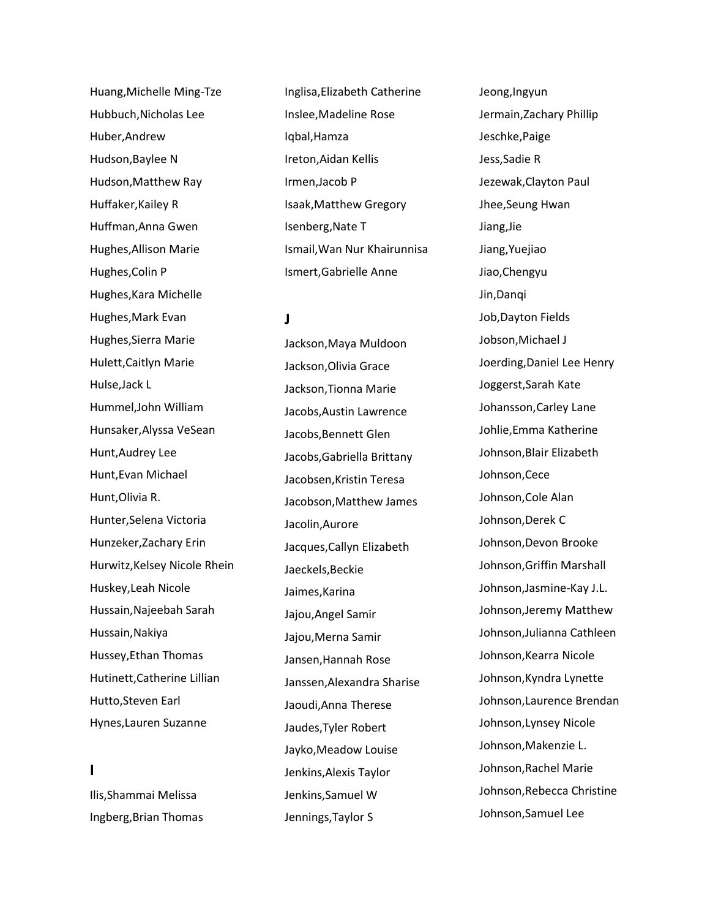Huang,Michelle Ming-Tze
Hubbuch,Nicholas Lee
Huber,Andrew
Hudson,Baylee N
Hudson,Matthew Ray
Huffaker,Kailey R
Huffman,Anna Gwen
Hughes,Allison Marie
Hughes,Colin P
Hughes,Kara Michelle
Hughes,Mark Evan
Hughes,Sierra Marie
Hulett,Caitlyn Marie
Hulse,Jack L
Hummel,John William
Hunsaker,Alyssa VeSean
Hunt,Audrey Lee
Hunt,Evan Michael
Hunt,Olivia R.
Hunter,Selena Victoria
Hunzeker,Zachary Erin
Hurwitz,Kelsey Nicole Rhein
Huskey,Leah Nicole
Hussain,Najeebah Sarah
Hussain,Nakiya
Hussey,Ethan Thomas
Hutinett,Catherine Lillian
Hutto,Steven Earl
Hynes,Lauren Suzanne

## I

Ilis,Shammai Melissa
Ingberg,Brian Thomas
Inglisa,Elizabeth Catherine
Inslee,Madeline Rose
Iqbal,Hamza
Ireton,Aidan Kellis
Irmen,Jacob P
Isaak,Matthew Gregory
Isenberg,Nate T
Ismail,Wan Nur Khairunnisa
Ismert,Gabrielle Anne

## J

Jackson,Maya Muldoon
Jackson,Olivia Grace
Jackson,Tionna Marie
Jacobs,Austin Lawrence
Jacobs,Bennett Glen
Jacobs,Gabriella Brittany
Jacobsen,Kristin Teresa
Jacobson,Matthew James
Jacolin,Aurore
Jacques,Callyn Elizabeth
Jaeckels,Beckie
Jaimes,Karina
Jajou,Angel Samir
Jajou,Merna Samir
Jansen,Hannah Rose
Janssen,Alexandra Sharise
Jaoudi,Anna Therese
Jaudes,Tyler Robert
Jayko,Meadow Louise
Jenkins,Alexis Taylor
Jenkins,Samuel W
Jennings,Taylor S
Jeong,Ingyun
Jermain,Zachary Phillip
Jeschke,Paige
Jess,Sadie R
Jezewak,Clayton Paul
Jhee,Seung Hwan
Jiang,Jie
Jiang,Yuejiao
Jiao,Chengyu
Jin,Danqi
Job,Dayton Fields
Jobson,Michael J
Joerding,Daniel Lee Henry
Joggerst,Sarah Kate
Johansson,Carley Lane
Johlie,Emma Katherine
Johnson,Blair Elizabeth
Johnson,Cece
Johnson,Cole Alan
Johnson,Derek C
Johnson,Devon Brooke
Johnson,Griffin Marshall
Johnson,Jasmine-Kay J.L.
Johnson,Jeremy Matthew
Johnson,Julianna Cathleen
Johnson,Kearra Nicole
Johnson,Kyndra Lynette
Johnson,Laurence Brendan
Johnson,Lynsey Nicole
Johnson,Makenzie L.
Johnson,Rachel Marie
Johnson,Rebecca Christine
Johnson,Samuel Lee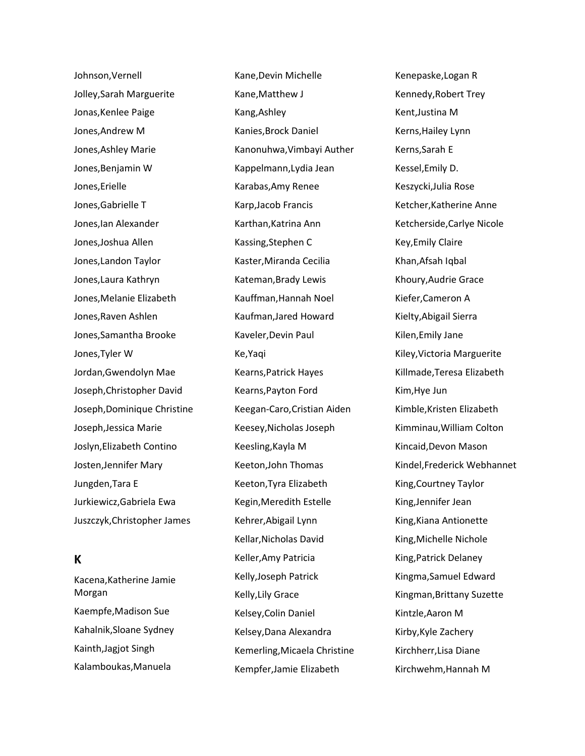Johnson,Vernell

Jolley,Sarah Marguerite

Jonas,Kenlee Paige

Jones,Andrew M

Jones,Ashley Marie

Jones,Benjamin W

Jones,Erielle

Jones,Gabrielle T

Jones,Ian Alexander

Jones,Joshua Allen

Jones,Landon Taylor

Jones,Laura Kathryn

Jones,Melanie Elizabeth

Jones,Raven Ashlen

Jones,Samantha Brooke

Jones,Tyler W

Jordan,Gwendolyn Mae

Joseph,Christopher David

Joseph,Dominique Christine

Joseph,Jessica Marie

Joslyn,Elizabeth Contino

Josten,Jennifer Mary

Jungden,Tara E

Jurkiewicz,Gabriela Ewa

Juszczyk,Christopher James

## K

Kacena,Katherine Jamie Morgan

Kaempfe,Madison Sue

Kahalnik,Sloane Sydney

Kainth,Jagjot Singh

Kalamboukas,Manuela

Kane,Devin Michelle

Kane,Matthew J

Kang,Ashley

Kanies,Brock Daniel

Kanonuhwa,Vimbayi Auther

Kappelmann,Lydia Jean

Karabas,Amy Renee

Karp,Jacob Francis

Karthan,Katrina Ann

Kassing,Stephen C

Kaster,Miranda Cecilia

Kateman,Brady Lewis

Kauffman,Hannah Noel

Kaufman,Jared Howard

Kaveler,Devin Paul

Ke,Yaqi

Kearns,Patrick Hayes

Kearns,Payton Ford

Keegan-Caro,Cristian Aiden

Keesey,Nicholas Joseph

Keesling,Kayla M

Keeton,John Thomas

Keeton,Tyra Elizabeth

Kegin,Meredith Estelle

Kehrer,Abigail Lynn

Kellar,Nicholas David

Keller,Amy Patricia

Kelly,Joseph Patrick

Kelly,Lily Grace

Kelsey,Colin Daniel

Kelsey,Dana Alexandra

Kemerling,Micaela Christine

Kempfer,Jamie Elizabeth

Kenepaske,Logan R

Kennedy,Robert Trey

Kent,Justina M

Kerns,Hailey Lynn

Kerns,Sarah E

Kessel,Emily D.

Keszycki,Julia Rose

Ketcher,Katherine Anne

Ketcherside,Carlye Nicole

Key,Emily Claire

Khan,Afsah Iqbal

Khoury,Audrie Grace

Kiefer,Cameron A

Kielty,Abigail Sierra

Kilen,Emily Jane

Kiley,Victoria Marguerite

Killmade,Teresa Elizabeth

Kim,Hye Jun

Kimble,Kristen Elizabeth

Kimminau,William Colton

Kincaid,Devon Mason

Kindel,Frederick Webhannet

King,Courtney Taylor

King,Jennifer Jean

King,Kiana Antionette

King,Michelle Nichole

King,Patrick Delaney

Kingma,Samuel Edward

Kingman,Brittany Suzette

Kintzle,Aaron M

Kirby,Kyle Zachery

Kirchherr,Lisa Diane

Kirchwehm,Hannah M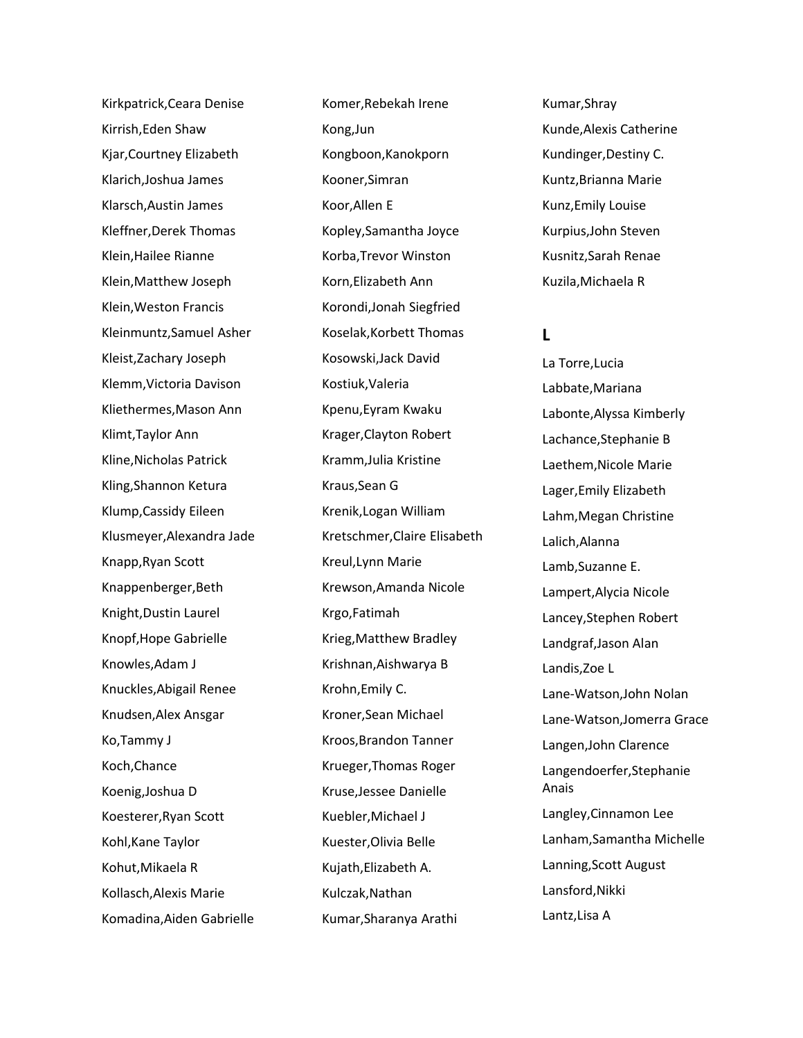Kirkpatrick,Ceara Denise
Kirrish,Eden Shaw
Kjar,Courtney Elizabeth
Klarich,Joshua James
Klarsch,Austin James
Kleffner,Derek Thomas
Klein,Hailee Rianne
Klein,Matthew Joseph
Klein,Weston Francis
Kleinmuntz,Samuel Asher
Kleist,Zachary Joseph
Klemm,Victoria Davison
Kliethermes,Mason Ann
Klimt,Taylor Ann
Kline,Nicholas Patrick
Kling,Shannon Ketura
Klump,Cassidy Eileen
Klusmeyer,Alexandra Jade
Knapp,Ryan Scott
Knappenberger,Beth
Knight,Dustin Laurel
Knopf,Hope Gabrielle
Knowles,Adam J
Knuckles,Abigail Renee
Knudsen,Alex Ansgar
Ko,Tammy J
Koch,Chance
Koenig,Joshua D
Koesterer,Ryan Scott
Kohl,Kane Taylor
Kohut,Mikaela R
Kollasch,Alexis Marie
Komadina,Aiden Gabrielle
Komer,Rebekah Irene
Kong,Jun
Kongboon,Kanokporn
Kooner,Simran
Koor,Allen E
Kopley,Samantha Joyce
Korba,Trevor Winston
Korn,Elizabeth Ann
Korondi,Jonah Siegfried
Koselak,Korbett Thomas
Kosowski,Jack David
Kostiuk,Valeria
Kpenu,Eyram Kwaku
Krager,Clayton Robert
Kramm,Julia Kristine
Kraus,Sean G
Krenik,Logan William
Kretschmer,Claire Elisabeth
Kreul,Lynn Marie
Krewson,Amanda Nicole
Krgo,Fatimah
Krieg,Matthew Bradley
Krishnan,Aishwarya B
Krohn,Emily C.
Kroner,Sean Michael
Kroos,Brandon Tanner
Krueger,Thomas Roger
Kruse,Jessee Danielle
Kuebler,Michael J
Kuester,Olivia Belle
Kujath,Elizabeth A.
Kulczak,Nathan
Kumar,Sharanya Arathi
Kumar,Shray
Kunde,Alexis Catherine
Kundinger,Destiny C.
Kuntz,Brianna Marie
Kunz,Emily Louise
Kurpius,John Steven
Kusnitz,Sarah Renae
Kuzila,Michaela R

## L

La Torre,Lucia
Labbate,Mariana
Labonte,Alyssa Kimberly
Lachance,Stephanie B
Laethem,Nicole Marie
Lager,Emily Elizabeth
Lahm,Megan Christine
Lalich,Alanna
Lamb,Suzanne E.
Lampert,Alycia Nicole
Lancey,Stephen Robert
Landgraf,Jason Alan
Landis,Zoe L
Lane-Watson,John Nolan
Lane-Watson,Jomerra Grace
Langen,John Clarence
Langendoerfer,Stephanie Anais
Langley,Cinnamon Lee
Lanham,Samantha Michelle
Lanning,Scott August
Lansford,Nikki
Lantz,Lisa A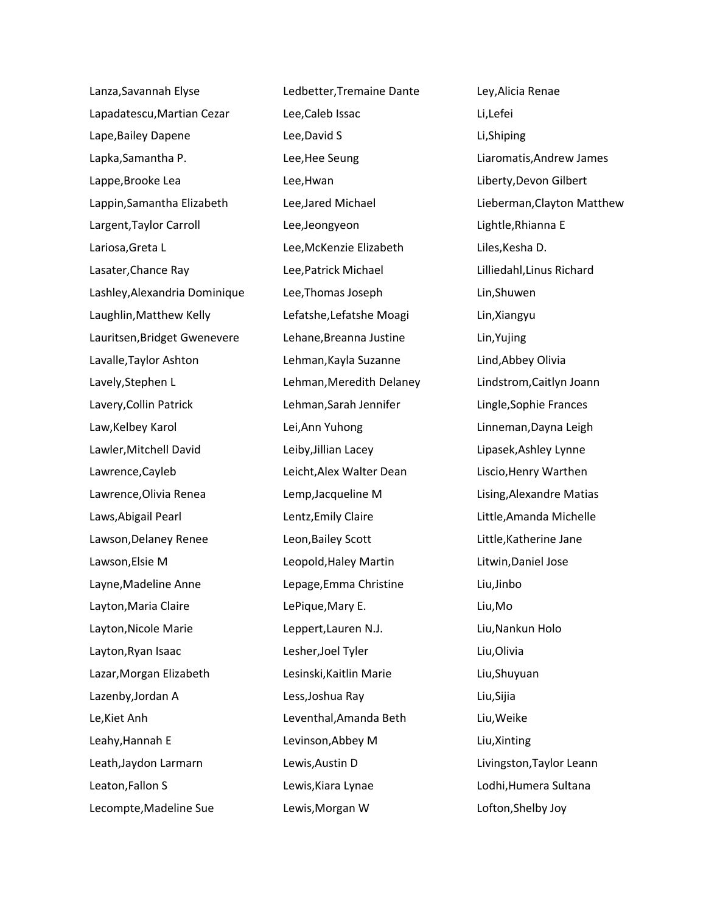Lanza,Savannah Elyse
Lapadatescu,Martian Cezar
Lape,Bailey Dapene
Lapka,Samantha P.
Lappe,Brooke Lea
Lappin,Samantha Elizabeth
Largent,Taylor Carroll
Lariosa,Greta L
Lasater,Chance Ray
Lashley,Alexandria Dominique
Laughlin,Matthew Kelly
Lauritsen,Bridget Gwenevere
Lavalle,Taylor Ashton
Lavely,Stephen L
Lavery,Collin Patrick
Law,Kelbey Karol
Lawler,Mitchell David
Lawrence,Cayleb
Lawrence,Olivia Renea
Laws,Abigail Pearl
Lawson,Delaney Renee
Lawson,Elsie M
Layne,Madeline Anne
Layton,Maria Claire
Layton,Nicole Marie
Layton,Ryan Isaac
Lazar,Morgan Elizabeth
Lazenby,Jordan A
Le,Kiet Anh
Leahy,Hannah E
Leath,Jaydon Larmarn
Leaton,Fallon S
Lecompte,Madeline Sue
Ledbetter,Tremaine Dante
Lee,Caleb Issac
Lee,David S
Lee,Hee Seung
Lee,Hwan
Lee,Jared Michael
Lee,Jeongyeon
Lee,McKenzie Elizabeth
Lee,Patrick Michael
Lee,Thomas Joseph
Lefatshe,Lefatshe Moagi
Lehane,Breanna Justine
Lehman,Kayla Suzanne
Lehman,Meredith Delaney
Lehman,Sarah Jennifer
Lei,Ann Yuhong
Leiby,Jillian Lacey
Leicht,Alex Walter Dean
Lemp,Jacqueline M
Lentz,Emily Claire
Leon,Bailey Scott
Leopold,Haley Martin
Lepage,Emma Christine
LePique,Mary E.
Leppert,Lauren N.J.
Lesher,Joel Tyler
Lesinski,Kaitlin Marie
Less,Joshua Ray
Leventhal,Amanda Beth
Levinson,Abbey M
Lewis,Austin D
Lewis,Kiara Lynae
Lewis,Morgan W
Ley,Alicia Renae
Li,Lefei
Li,Shiping
Liaromatis,Andrew James
Liberty,Devon Gilbert
Lieberman,Clayton Matthew
Lightle,Rhianna E
Liles,Kesha D.
Lilliedahl,Linus Richard
Lin,Shuwen
Lin,Xiangyu
Lin,Yujing
Lind,Abbey Olivia
Lindstrom,Caitlyn Joann
Lingle,Sophie Frances
Linneman,Dayna Leigh
Lipasek,Ashley Lynne
Liscio,Henry Warthen
Lising,Alexandre Matias
Little,Amanda Michelle
Little,Katherine Jane
Litwin,Daniel Jose
Liu,Jinbo
Liu,Mo
Liu,Nankun Holo
Liu,Olivia
Liu,Shuyuan
Liu,Sijia
Liu,Weike
Liu,Xinting
Livingston,Taylor Leann
Lodhi,Humera Sultana
Lofton,Shelby Joy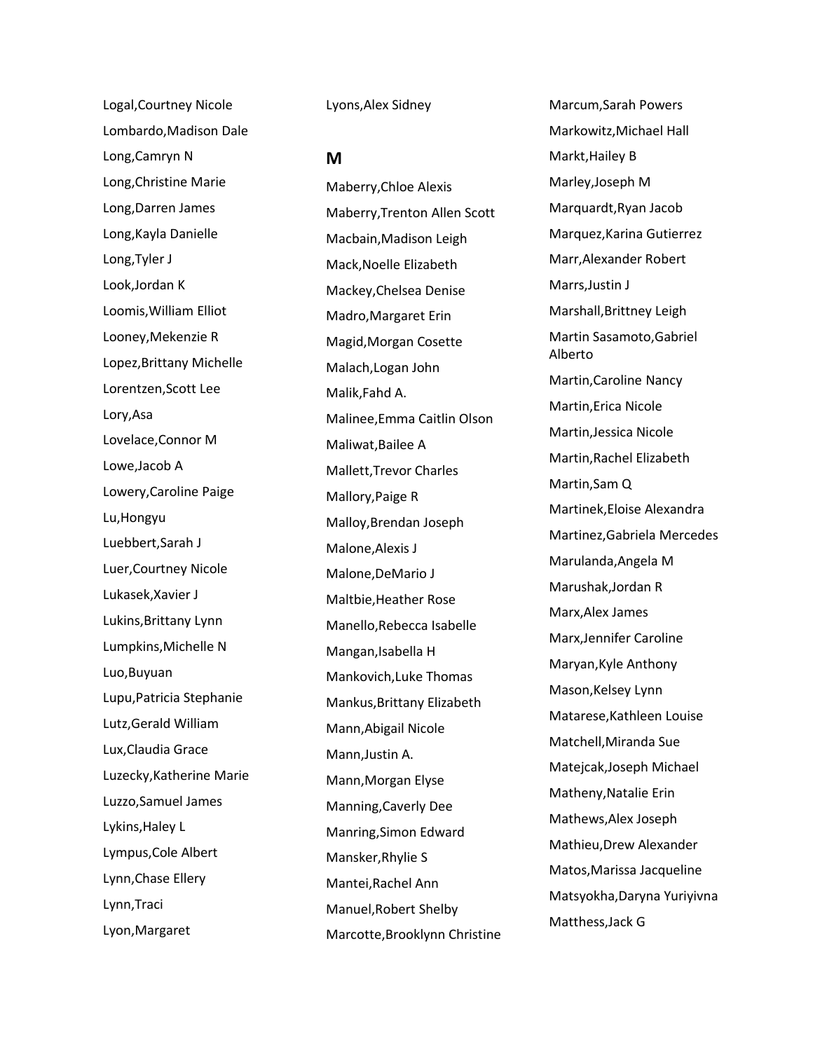Logal,Courtney Nicole

Lombardo,Madison Dale

Long,Camryn N

Long,Christine Marie

Long,Darren James

Long,Kayla Danielle

Long,Tyler J

Look,Jordan K

Loomis,William Elliot

Looney,Mekenzie R

Lopez,Brittany Michelle

Lorentzen,Scott Lee

Lory,Asa

Lovelace,Connor M

Lowe,Jacob A

Lowery,Caroline Paige

Lu,Hongyu

Luebbert,Sarah J

Luer,Courtney Nicole

Lukasek,Xavier J

Lukins,Brittany Lynn

Lumpkins,Michelle N

Luo,Buyuan

Lupu,Patricia Stephanie

Lutz,Gerald William

Lux,Claudia Grace

Luzecky,Katherine Marie

Luzzo,Samuel James

Lykins,Haley L

Lympus,Cole Albert

Lynn,Chase Ellery

Lynn,Traci

Lyon,Margaret

Lyons,Alex Sidney

## M

Maberry,Chloe Alexis

Maberry,Trenton Allen Scott

Macbain,Madison Leigh

Mack,Noelle Elizabeth

Mackey,Chelsea Denise

Madro,Margaret Erin

Magid,Morgan Cosette

Malach,Logan John

Malik,Fahd A.

Malinee,Emma Caitlin Olson

Maliwat,Bailee A

Mallett,Trevor Charles

Mallory,Paige R

Malloy,Brendan Joseph

Malone,Alexis J

Malone,DeMario J

Maltbie,Heather Rose

Manello,Rebecca Isabelle

Mangan,Isabella H

Mankovich,Luke Thomas

Mankus,Brittany Elizabeth

Mann,Abigail Nicole

Mann,Justin A.

Mann,Morgan Elyse

Manning,Caverly Dee

Manring,Simon Edward

Mansker,Rhylie S

Mantei,Rachel Ann

Manuel,Robert Shelby

Marcotte,Brooklynn Christine

Marcum,Sarah Powers

Markowitz,Michael Hall

Markt,Hailey B

Marley,Joseph M

Marquardt,Ryan Jacob

Marquez,Karina Gutierrez

Marr,Alexander Robert

Marrs,Justin J

Marshall,Brittney Leigh

Martin Sasamoto,Gabriel Alberto

Martin,Caroline Nancy

Martin,Erica Nicole

Martin,Jessica Nicole

Martin,Rachel Elizabeth

Martin,Sam Q

Martinek,Eloise Alexandra

Martinez,Gabriela Mercedes

Marulanda,Angela M

Marushak,Jordan R

Marx,Alex James

Marx,Jennifer Caroline

Maryan,Kyle Anthony

Mason,Kelsey Lynn

Matarese,Kathleen Louise

Matchell,Miranda Sue

Matejcak,Joseph Michael

Matheny,Natalie Erin

Mathews,Alex Joseph

Mathieu,Drew Alexander

Matos,Marissa Jacqueline

Matsyokha,Daryna Yuriyivna

Matthess,Jack G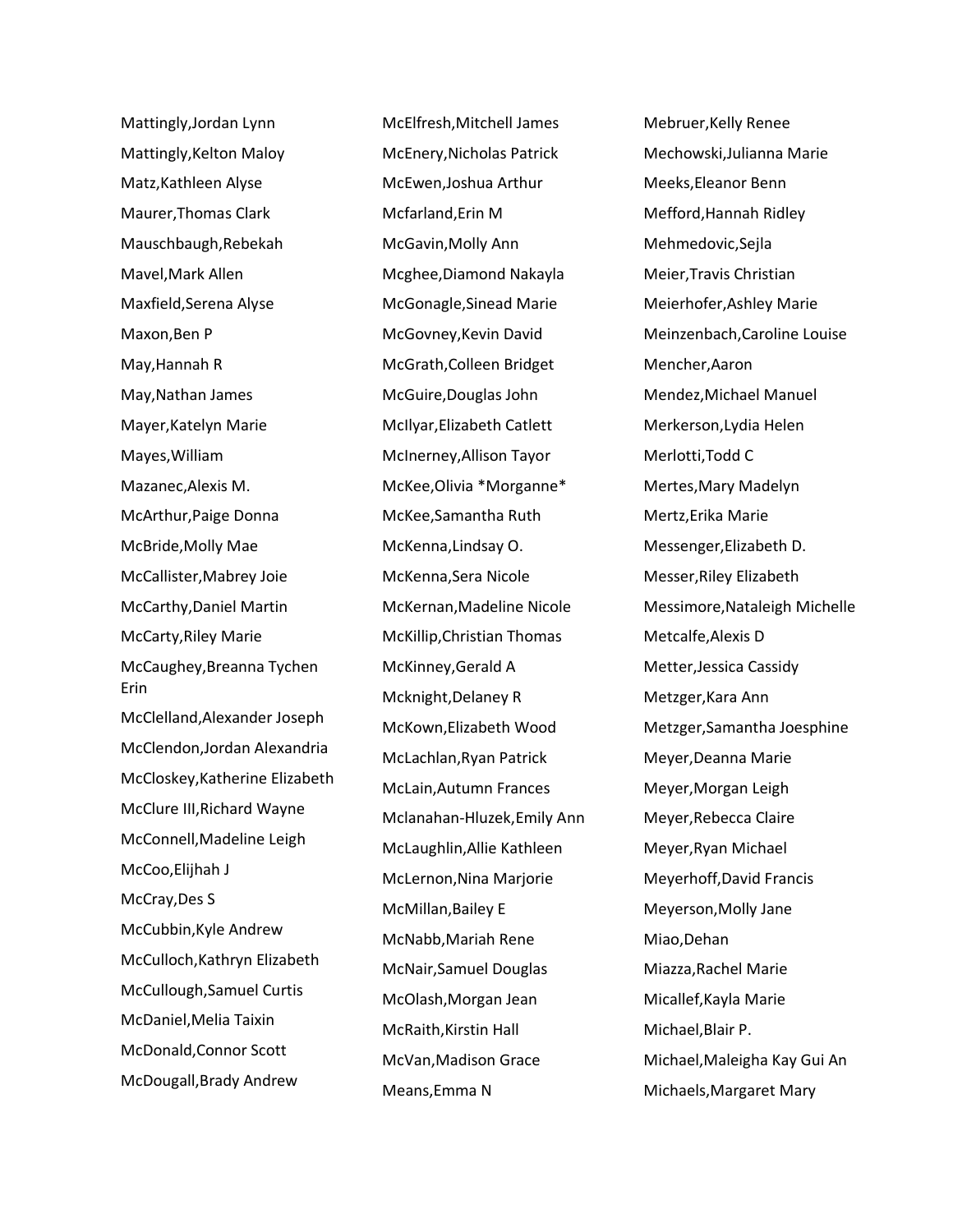Mattingly,Jordan Lynn
Mattingly,Kelton Maloy
Matz,Kathleen Alyse
Maurer,Thomas Clark
Mauschbaugh,Rebekah
Mavel,Mark Allen
Maxfield,Serena Alyse
Maxon,Ben P
May,Hannah R
May,Nathan James
Mayer,Katelyn Marie
Mayes,William
Mazanec,Alexis M.
McArthur,Paige Donna
McBride,Molly Mae
McCallister,Mabrey Joie
McCarthy,Daniel Martin
McCarty,Riley Marie
McCaughey,Breanna Tychen Erin
McClelland,Alexander Joseph
McClendon,Jordan Alexandria
McCloskey,Katherine Elizabeth
McClure III,Richard Wayne
McConnell,Madeline Leigh
McCoo,Elijhah J
McCray,Des S
McCubbin,Kyle Andrew
McCulloch,Kathryn Elizabeth
McCullough,Samuel Curtis
McDaniel,Melia Taixin
McDonald,Connor Scott
McDougall,Brady Andrew
McElfresh,Mitchell James
McEnery,Nicholas Patrick
McEwen,Joshua Arthur
Mcfarland,Erin M
McGavin,Molly Ann
Mcghee,Diamond Nakayla
McGonagle,Sinead Marie
McGovney,Kevin David
McGrath,Colleen Bridget
McGuire,Douglas John
McIlyar,Elizabeth Catlett
McInerney,Allison Tayor
McKee,Olivia *Morganne*
McKee,Samantha Ruth
McKenna,Lindsay O.
McKenna,Sera Nicole
McKernan,Madeline Nicole
McKillip,Christian Thomas
McKinney,Gerald A
Mcknight,Delaney R
McKown,Elizabeth Wood
McLachlan,Ryan Patrick
McLain,Autumn Frances
Mclanahan-Hluzek,Emily Ann
McLaughlin,Allie Kathleen
McLernon,Nina Marjorie
McMillan,Bailey E
McNabb,Mariah Rene
McNair,Samuel Douglas
McOlash,Morgan Jean
McRaith,Kirstin Hall
McVan,Madison Grace
Means,Emma N
Mebruer,Kelly Renee
Mechowski,Julianna Marie
Meeks,Eleanor Benn
Mefford,Hannah Ridley
Mehmedovic,Sejla
Meier,Travis Christian
Meierhofer,Ashley Marie
Meinzenbach,Caroline Louise
Mencher,Aaron
Mendez,Michael Manuel
Merkerson,Lydia Helen
Merlotti,Todd C
Mertes,Mary Madelyn
Mertz,Erika Marie
Messenger,Elizabeth D.
Messer,Riley Elizabeth
Messimore,Nataleigh Michelle
Metcalfe,Alexis D
Metter,Jessica Cassidy
Metzger,Kara Ann
Metzger,Samantha Joesphine
Meyer,Deanna Marie
Meyer,Morgan Leigh
Meyer,Rebecca Claire
Meyer,Ryan Michael
Meyerhoff,David Francis
Meyerson,Molly Jane
Miao,Dehan
Miazza,Rachel Marie
Micallef,Kayla Marie
Michael,Blair P.
Michael,Maleigha Kay Gui An
Michaels,Margaret Mary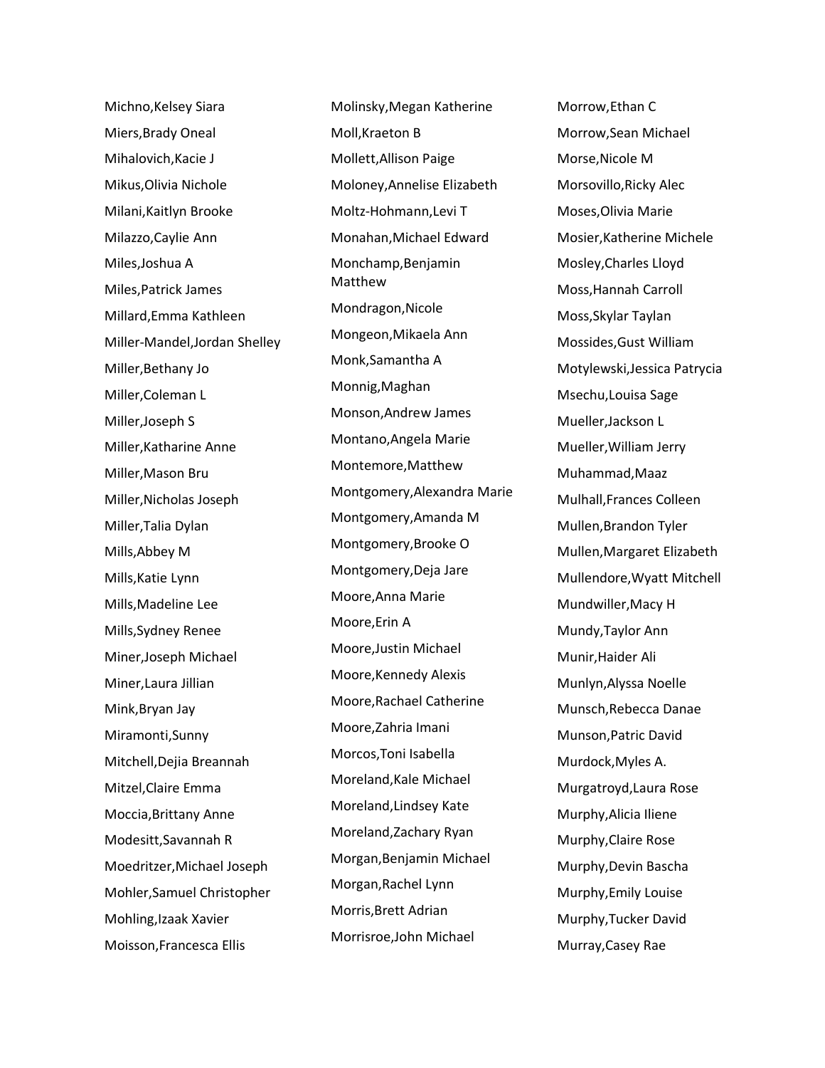Michno,Kelsey Siara
Miers,Brady Oneal
Mihalovich,Kacie J
Mikus,Olivia Nichole
Milani,Kaitlyn Brooke
Milazzo,Caylie Ann
Miles,Joshua A
Miles,Patrick James
Millard,Emma Kathleen
Miller-Mandel,Jordan Shelley
Miller,Bethany Jo
Miller,Coleman L
Miller,Joseph S
Miller,Katharine Anne
Miller,Mason Bru
Miller,Nicholas Joseph
Miller,Talia Dylan
Mills,Abbey M
Mills,Katie Lynn
Mills,Madeline Lee
Mills,Sydney Renee
Miner,Joseph Michael
Miner,Laura Jillian
Mink,Bryan Jay
Miramonti,Sunny
Mitchell,Dejia Breannah
Mitzel,Claire Emma
Moccia,Brittany Anne
Modesitt,Savannah R
Moedritzer,Michael Joseph
Mohler,Samuel Christopher
Mohling,Izaak Xavier
Moisson,Francesca Ellis
Molinsky,Megan Katherine
Moll,Kraeton B
Mollett,Allison Paige
Moloney,Annelise Elizabeth
Moltz-Hohmann,Levi T
Monahan,Michael Edward
Monchamp,Benjamin Matthew
Mondragon,Nicole
Mongeon,Mikaela Ann
Monk,Samantha A
Monnig,Maghan
Monson,Andrew James
Montano,Angela Marie
Montemore,Matthew
Montgomery,Alexandra Marie
Montgomery,Amanda M
Montgomery,Brooke O
Montgomery,Deja Jare
Moore,Anna Marie
Moore,Erin A
Moore,Justin Michael
Moore,Kennedy Alexis
Moore,Rachael Catherine
Moore,Zahria Imani
Morcos,Toni Isabella
Moreland,Kale Michael
Moreland,Lindsey Kate
Moreland,Zachary Ryan
Morgan,Benjamin Michael
Morgan,Rachel Lynn
Morris,Brett Adrian
Morrisroe,John Michael
Morrow,Ethan C
Morrow,Sean Michael
Morse,Nicole M
Morsovillo,Ricky Alec
Moses,Olivia Marie
Mosier,Katherine Michele
Mosley,Charles Lloyd
Moss,Hannah Carroll
Moss,Skylar Taylan
Mossides,Gust William
Motylewski,Jessica Patrycia
Msechu,Louisa Sage
Mueller,Jackson L
Mueller,William Jerry
Muhammad,Maaz
Mulhall,Frances Colleen
Mullen,Brandon Tyler
Mullen,Margaret Elizabeth
Mullendore,Wyatt Mitchell
Mundwiller,Macy H
Mundy,Taylor Ann
Munir,Haider Ali
Munlyn,Alyssa Noelle
Munsch,Rebecca Danae
Munson,Patric David
Murdock,Myles A.
Murgatroyd,Laura Rose
Murphy,Alicia Iliene
Murphy,Claire Rose
Murphy,Devin Bascha
Murphy,Emily Louise
Murphy,Tucker David
Murray,Casey Rae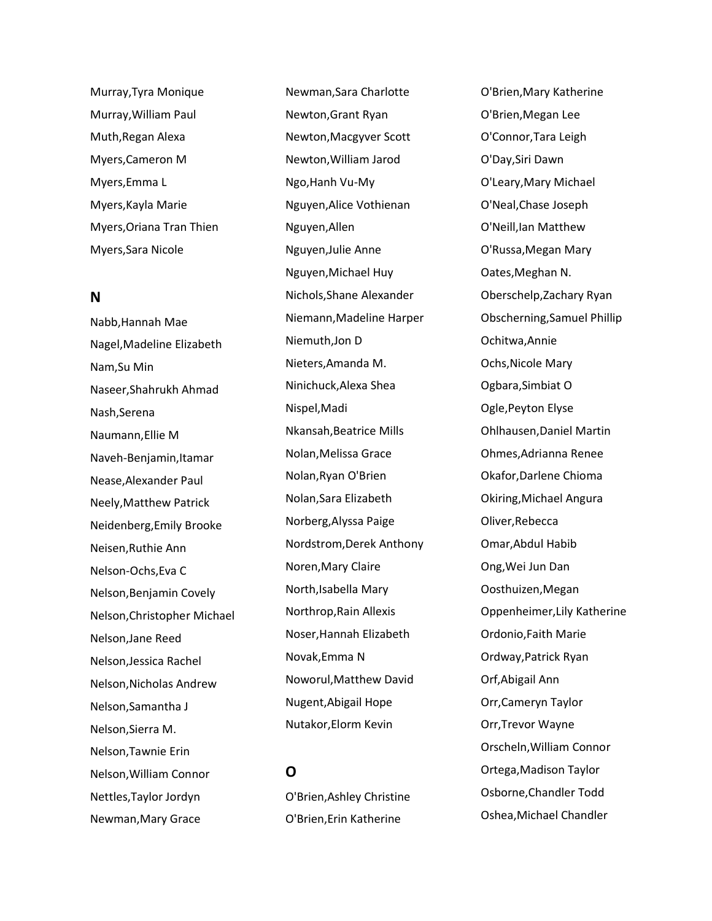Murray,Tyra Monique
Murray,William Paul
Muth,Regan Alexa
Myers,Cameron M
Myers,Emma L
Myers,Kayla Marie
Myers,Oriana Tran Thien
Myers,Sara Nicole

## N

Nabb,Hannah Mae
Nagel,Madeline Elizabeth
Nam,Su Min
Naseer,Shahrukh Ahmad
Nash,Serena
Naumann,Ellie M
Naveh-Benjamin,Itamar
Nease,Alexander Paul
Neely,Matthew Patrick
Neidenberg,Emily Brooke
Neisen,Ruthie Ann
Nelson-Ochs,Eva C
Nelson,Benjamin Covely
Nelson,Christopher Michael
Nelson,Jane Reed
Nelson,Jessica Rachel
Nelson,Nicholas Andrew
Nelson,Samantha J
Nelson,Sierra M.
Nelson,Tawnie Erin
Nelson,William Connor
Nettles,Taylor Jordyn
Newman,Mary Grace
Newman,Sara Charlotte
Newton,Grant Ryan
Newton,Macgyver Scott
Newton,William Jarod
Ngo,Hanh Vu-My
Nguyen,Alice Vothienan
Nguyen,Allen
Nguyen,Julie Anne
Nguyen,Michael Huy
Nichols,Shane Alexander
Niemann,Madeline Harper
Niemuth,Jon D
Nieters,Amanda M.
Ninichuck,Alexa Shea
Nispel,Madi
Nkansah,Beatrice Mills
Nolan,Melissa Grace
Nolan,Ryan O'Brien
Nolan,Sara Elizabeth
Norberg,Alyssa Paige
Nordstrom,Derek Anthony
Noren,Mary Claire
North,Isabella Mary
Northrop,Rain Allexis
Noser,Hannah Elizabeth
Novak,Emma N
Noworul,Matthew David
Nugent,Abigail Hope
Nutakor,Elorm Kevin

## O

O'Brien,Ashley Christine
O'Brien,Erin Katherine
O'Brien,Mary Katherine
O'Brien,Megan Lee
O'Connor,Tara Leigh
O'Day,Siri Dawn
O'Leary,Mary Michael
O'Neal,Chase Joseph
O'Neill,Ian Matthew
O'Russa,Megan Mary
Oates,Meghan N.
Oberschelp,Zachary Ryan
Obscherning,Samuel Phillip
Ochitwa,Annie
Ochs,Nicole Mary
Ogbara,Simbiat O
Ogle,Peyton Elyse
Ohlhausen,Daniel Martin
Ohmes,Adrianna Renee
Okafor,Darlene Chioma
Okiring,Michael Angura
Oliver,Rebecca
Omar,Abdul Habib
Ong,Wei Jun Dan
Oosthuizen,Megan
Oppenheimer,Lily Katherine
Ordonio,Faith Marie
Ordway,Patrick Ryan
Orf,Abigail Ann
Orr,Cameryn Taylor
Orr,Trevor Wayne
Orscheln,William Connor
Ortega,Madison Taylor
Osborne,Chandler Todd
Oshea,Michael Chandler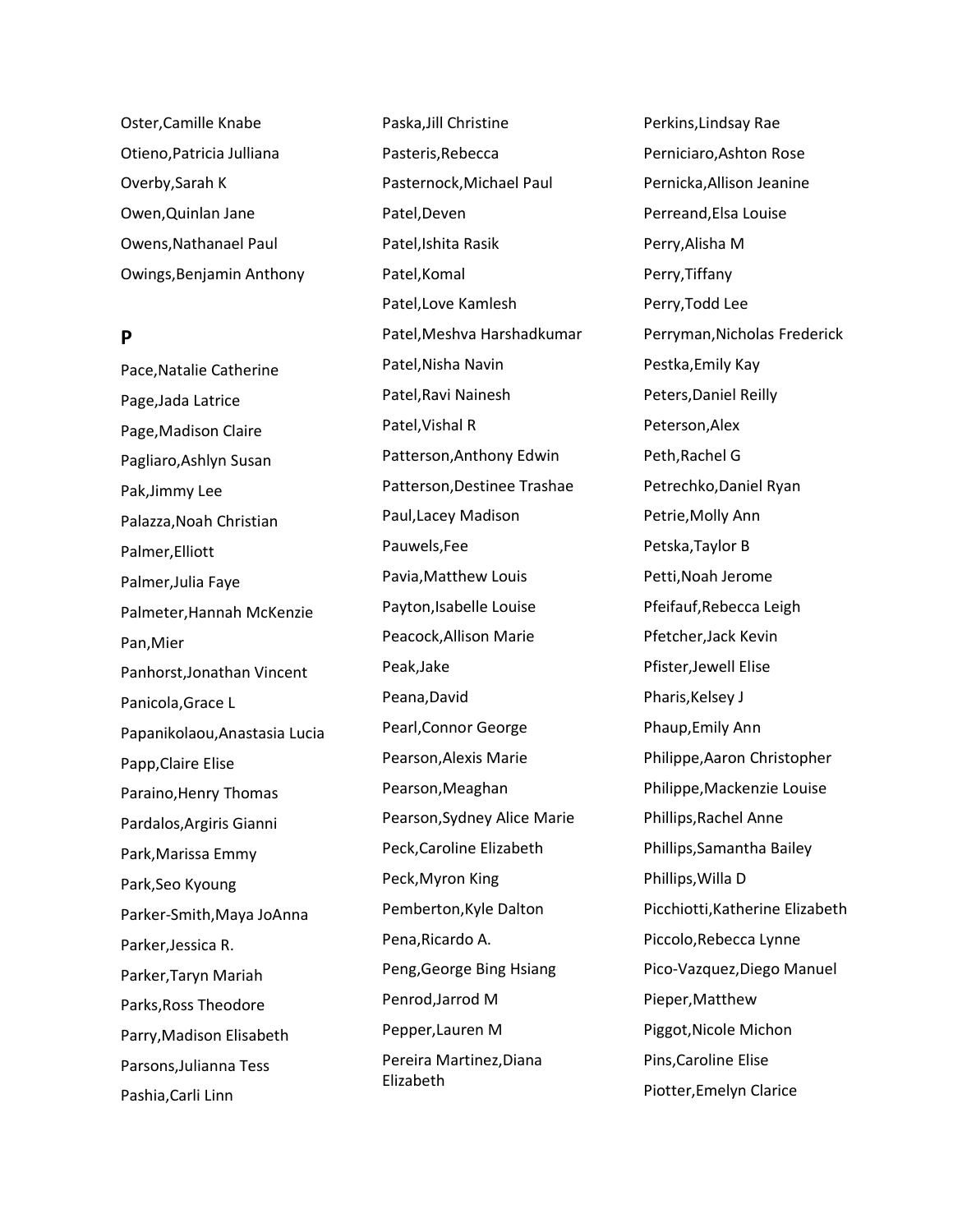Oster,Camille Knabe

Otieno,Patricia Julliana

Overby,Sarah K

Owen,Quinlan Jane

Owens,Nathanael Paul

Owings,Benjamin Anthony

## P

Pace,Natalie Catherine

Page,Jada Latrice

Page,Madison Claire

Pagliaro,Ashlyn Susan

Pak,Jimmy Lee

Palazza,Noah Christian

Palmer,Elliott

Palmer,Julia Faye

Palmeter,Hannah McKenzie

Pan,Mier

Panhorst,Jonathan Vincent

Panicola,Grace L

Papanikolaou,Anastasia Lucia

Papp,Claire Elise

Paraino,Henry Thomas

Pardalos,Argiris Gianni

Park,Marissa Emmy

Park,Seo Kyoung

Parker-Smith,Maya JoAnna

Parker,Jessica R.

Parker,Taryn Mariah

Parks,Ross Theodore

Parry,Madison Elisabeth

Parsons,Julianna Tess

Pashia,Carli Linn

Paska,Jill Christine

Pasteris,Rebecca

Pasternock,Michael Paul

Patel,Deven

Patel,Ishita Rasik

Patel,Komal

Patel,Love Kamlesh

Patel,Meshva Harshadkumar

Patel,Nisha Navin

Patel,Ravi Nainesh

Patel,Vishal R

Patterson,Anthony Edwin

Patterson,Destinee Trashae

Paul,Lacey Madison

Pauwels,Fee

Pavia,Matthew Louis

Payton,Isabelle Louise

Peacock,Allison Marie

Peak,Jake

Peana,David

Pearl,Connor George

Pearson,Alexis Marie

Pearson,Meaghan

Pearson,Sydney Alice Marie

Peck,Caroline Elizabeth

Peck,Myron King

Pemberton,Kyle Dalton

Pena,Ricardo A.

Peng,George Bing Hsiang

Penrod,Jarrod M

Pepper,Lauren M

Pereira Martinez,Diana Elizabeth

Perkins,Lindsay Rae

Perniciaro,Ashton Rose

Pernicka,Allison Jeanine

Perreand,Elsa Louise

Perry,Alisha M

Perry,Tiffany

Perry,Todd Lee

Perryman,Nicholas Frederick

Pestka,Emily Kay

Peters,Daniel Reilly

Peterson,Alex

Peth,Rachel G

Petrechko,Daniel Ryan

Petrie,Molly Ann

Petska,Taylor B

Petti,Noah Jerome

Pfeifauf,Rebecca Leigh

Pfetcher,Jack Kevin

Pfister,Jewell Elise

Pharis,Kelsey J

Phaup,Emily Ann

Philippe,Aaron Christopher

Philippe,Mackenzie Louise

Phillips,Rachel Anne

Phillips,Samantha Bailey

Phillips,Willa D

Picchiotti,Katherine Elizabeth

Piccolo,Rebecca Lynne

Pico-Vazquez,Diego Manuel

Pieper,Matthew

Piggot,Nicole Michon

Pins,Caroline Elise

Piotter,Emelyn Clarice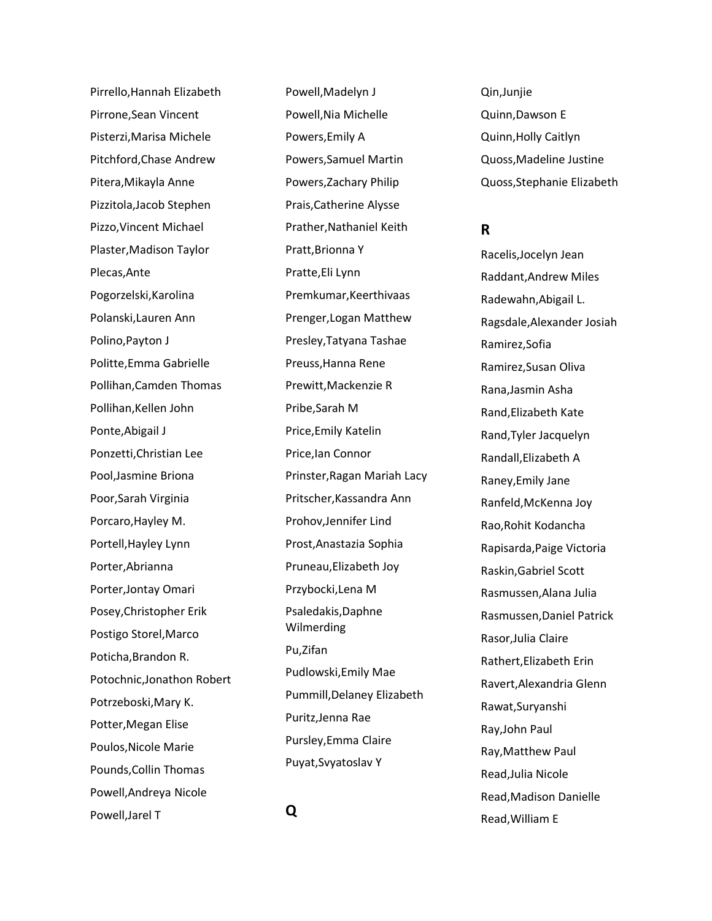Pirrello,Hannah Elizabeth
Pirrone,Sean Vincent
Pisterzi,Marisa Michele
Pitchford,Chase Andrew
Pitera,Mikayla Anne
Pizzitola,Jacob Stephen
Pizzo,Vincent Michael
Plaster,Madison Taylor
Plecas,Ante
Pogorzelski,Karolina
Polanski,Lauren Ann
Polino,Payton J
Politte,Emma Gabrielle
Pollihan,Camden Thomas
Pollihan,Kellen John
Ponte,Abigail J
Ponzetti,Christian Lee
Pool,Jasmine Briona
Poor,Sarah Virginia
Porcaro,Hayley M.
Portell,Hayley Lynn
Porter,Abrianna
Porter,Jontay Omari
Posey,Christopher Erik
Postigo Storel,Marco
Poticha,Brandon R.
Potochnic,Jonathon Robert
Potrzeboski,Mary K.
Potter,Megan Elise
Poulos,Nicole Marie
Pounds,Collin Thomas
Powell,Andreya Nicole
Powell,Jarel T
Powell,Madelyn J
Powell,Nia Michelle
Powers,Emily A
Powers,Samuel Martin
Powers,Zachary Philip
Prais,Catherine Alysse
Prather,Nathaniel Keith
Pratt,Brionna Y
Pratte,Eli Lynn
Premkumar,Keerthivaas
Prenger,Logan Matthew
Presley,Tatyana Tashae
Preuss,Hanna Rene
Prewitt,Mackenzie R
Pribe,Sarah M
Price,Emily Katelin
Price,Ian Connor
Prinster,Ragan Mariah Lacy
Pritscher,Kassandra Ann
Prohov,Jennifer Lind
Prost,Anastazia Sophia
Pruneau,Elizabeth Joy
Przybocki,Lena M
Psaledakis,Daphne Wilmerding
Pu,Zifan
Pudlowski,Emily Mae
Pummill,Delaney Elizabeth
Puritz,Jenna Rae
Pursley,Emma Claire
Puyat,Svyatoslav Y

## Q

Qin,Junjie
Quinn,Dawson E
Quinn,Holly Caitlyn
Quoss,Madeline Justine
Quoss,Stephanie Elizabeth

## R

Racelis,Jocelyn Jean
Raddant,Andrew Miles
Radewahn,Abigail L.
Ragsdale,Alexander Josiah
Ramirez,Sofia
Ramirez,Susan Oliva
Rana,Jasmin Asha
Rand,Elizabeth Kate
Rand,Tyler Jacquelyn
Randall,Elizabeth A
Raney,Emily Jane
Ranfeld,McKenna Joy
Rao,Rohit Kodancha
Rapisarda,Paige Victoria
Raskin,Gabriel Scott
Rasmussen,Alana Julia
Rasmussen,Daniel Patrick
Rasor,Julia Claire
Rathert,Elizabeth Erin
Ravert,Alexandria Glenn
Rawat,Suryanshi
Ray,John Paul
Ray,Matthew Paul
Read,Julia Nicole
Read,Madison Danielle
Read,William E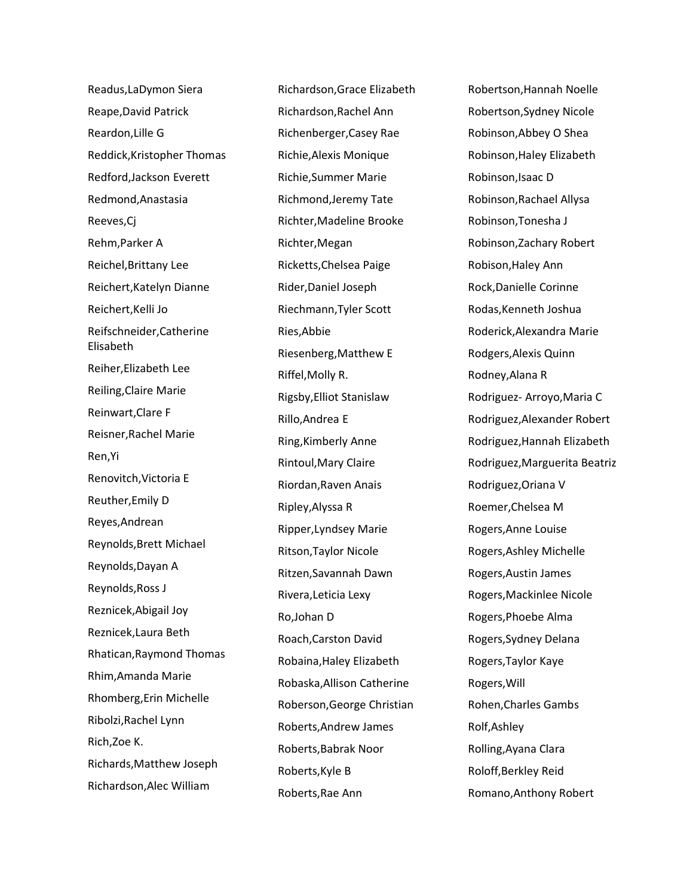Readus,LaDymon Siera
Reape,David Patrick
Reardon,Lille G
Reddick,Kristopher Thomas
Redford,Jackson Everett
Redmond,Anastasia
Reeves,Cj
Rehm,Parker A
Reichel,Brittany Lee
Reichert,Katelyn Dianne
Reichert,Kelli Jo
Reifschneider,Catherine Elisabeth
Reiher,Elizabeth Lee
Reiling,Claire Marie
Reinwart,Clare F
Reisner,Rachel Marie
Ren,Yi
Renovitch,Victoria E
Reuther,Emily D
Reyes,Andrean
Reynolds,Brett Michael
Reynolds,Dayan A
Reynolds,Ross J
Reznicek,Abigail Joy
Reznicek,Laura Beth
Rhatican,Raymond Thomas
Rhim,Amanda Marie
Rhomberg,Erin Michelle
Ribolzi,Rachel Lynn
Rich,Zoe K.
Richards,Matthew Joseph
Richardson,Alec William
Richardson,Grace Elizabeth
Richardson,Rachel Ann
Richenberger,Casey Rae
Richie,Alexis Monique
Richie,Summer Marie
Richmond,Jeremy Tate
Richter,Madeline Brooke
Richter,Megan
Ricketts,Chelsea Paige
Rider,Daniel Joseph
Riechmann,Tyler Scott
Ries,Abbie
Riesenberg,Matthew E
Riffel,Molly R.
Rigsby,Elliot Stanislaw
Rillo,Andrea E
Ring,Kimberly Anne
Rintoul,Mary Claire
Riordan,Raven Anais
Ripley,Alyssa R
Ripper,Lyndsey Marie
Ritson,Taylor Nicole
Ritzen,Savannah Dawn
Rivera,Leticia Lexy
Ro,Johan D
Roach,Carston David
Robaina,Haley Elizabeth
Robaska,Allison Catherine
Roberson,George Christian
Roberts,Andrew James
Roberts,Babrak Noor
Roberts,Kyle B
Roberts,Rae Ann
Robertson,Hannah Noelle
Robertson,Sydney Nicole
Robinson,Abbey O Shea
Robinson,Haley Elizabeth
Robinson,Isaac D
Robinson,Rachael Allysa
Robinson,Tonesha J
Robinson,Zachary Robert
Robison,Haley Ann
Rock,Danielle Corinne
Rodas,Kenneth Joshua
Roderick,Alexandra Marie
Rodgers,Alexis Quinn
Rodney,Alana R
Rodriguez- Arroyo,Maria C
Rodriguez,Alexander Robert
Rodriguez,Hannah Elizabeth
Rodriguez,Marguerita Beatriz
Rodriguez,Oriana V
Roemer,Chelsea M
Rogers,Anne Louise
Rogers,Ashley Michelle
Rogers,Austin James
Rogers,Mackinlee Nicole
Rogers,Phoebe Alma
Rogers,Sydney Delana
Rogers,Taylor Kaye
Rogers,Will
Rohen,Charles Gambs
Rolf,Ashley
Rolling,Ayana Clara
Roloff,Berkley Reid
Romano,Anthony Robert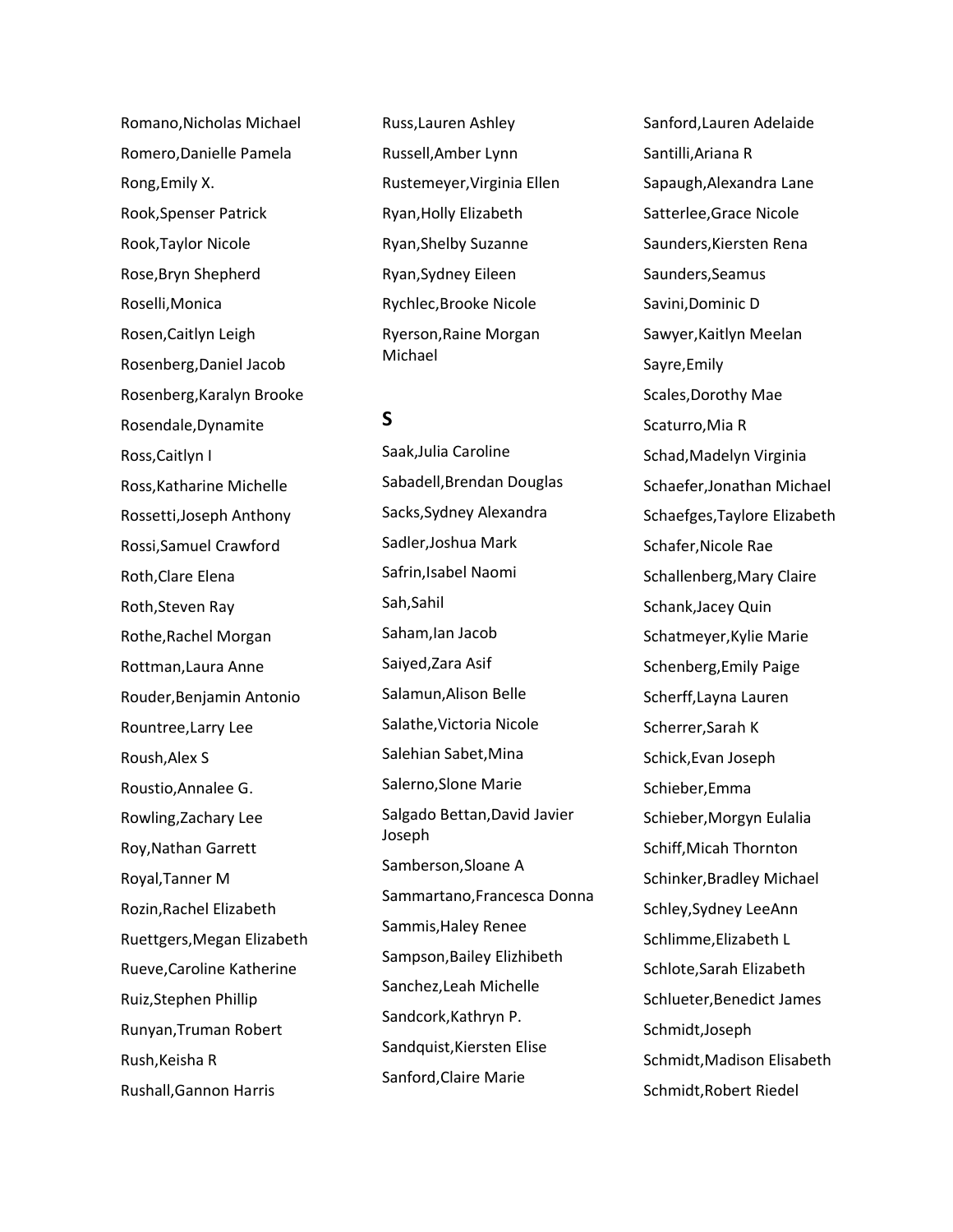Romano,Nicholas Michael

Romero,Danielle Pamela

Rong,Emily X.

Rook,Spenser Patrick

Rook,Taylor Nicole

Rose,Bryn Shepherd

Roselli,Monica

Rosen,Caitlyn Leigh

Rosenberg,Daniel Jacob

Rosenberg,Karalyn Brooke

Rosendale,Dynamite

Ross,Caitlyn I

Ross,Katharine Michelle

Rossetti,Joseph Anthony

Rossi,Samuel Crawford

Roth,Clare Elena

Roth,Steven Ray

Rothe,Rachel Morgan

Rottman,Laura Anne

Rouder,Benjamin Antonio

Rountree,Larry Lee

Roush,Alex S

Roustio,Annalee G.

Rowling,Zachary Lee

Roy,Nathan Garrett

Royal,Tanner M

Rozin,Rachel Elizabeth

Ruettgers,Megan Elizabeth

Rueve,Caroline Katherine

Ruiz,Stephen Phillip

Runyan,Truman Robert

Rush,Keisha R

Rushall,Gannon Harris

Russ,Lauren Ashley

Russell,Amber Lynn

Rustemeyer,Virginia Ellen

Ryan,Holly Elizabeth

Ryan,Shelby Suzanne

Ryan,Sydney Eileen

Rychlec,Brooke Nicole

Ryerson,Raine Morgan Michael

## S

Saak,Julia Caroline

Sabadell,Brendan Douglas

Sacks,Sydney Alexandra

Sadler,Joshua Mark

Safrin,Isabel Naomi

Sah,Sahil

Saham,Ian Jacob

Saiyed,Zara Asif

Salamun,Alison Belle

Salathe,Victoria Nicole

Salehian Sabet,Mina

Salerno,Slone Marie

Salgado Bettan,David Javier Joseph

Samberson,Sloane A

Sammartano,Francesca Donna

Sammis,Haley Renee

Sampson,Bailey Elizhibeth

Sanchez,Leah Michelle

Sandcork,Kathryn P.

Sandquist,Kiersten Elise

Sanford,Claire Marie

Sanford,Lauren Adelaide

Santilli,Ariana R

Sapaugh,Alexandra Lane

Satterlee,Grace Nicole

Saunders,Kiersten Rena

Saunders,Seamus

Savini,Dominic D

Sawyer,Kaitlyn Meelan

Sayre,Emily

Scales,Dorothy Mae

Scaturro,Mia R

Schad,Madelyn Virginia

Schaefer,Jonathan Michael

Schaefges,Taylore Elizabeth

Schafer,Nicole Rae

Schallenberg,Mary Claire

Schank,Jacey Quin

Schatmeyer,Kylie Marie

Schenberg,Emily Paige

Scherff,Layna Lauren

Scherrer,Sarah K

Schick,Evan Joseph

Schieber,Emma

Schieber,Morgyn Eulalia

Schiff,Micah Thornton

Schinker,Bradley Michael

Schley,Sydney LeeAnn

Schlimme,Elizabeth L

Schlote,Sarah Elizabeth

Schlueter,Benedict James

Schmidt,Joseph

Schmidt,Madison Elisabeth

Schmidt,Robert Riedel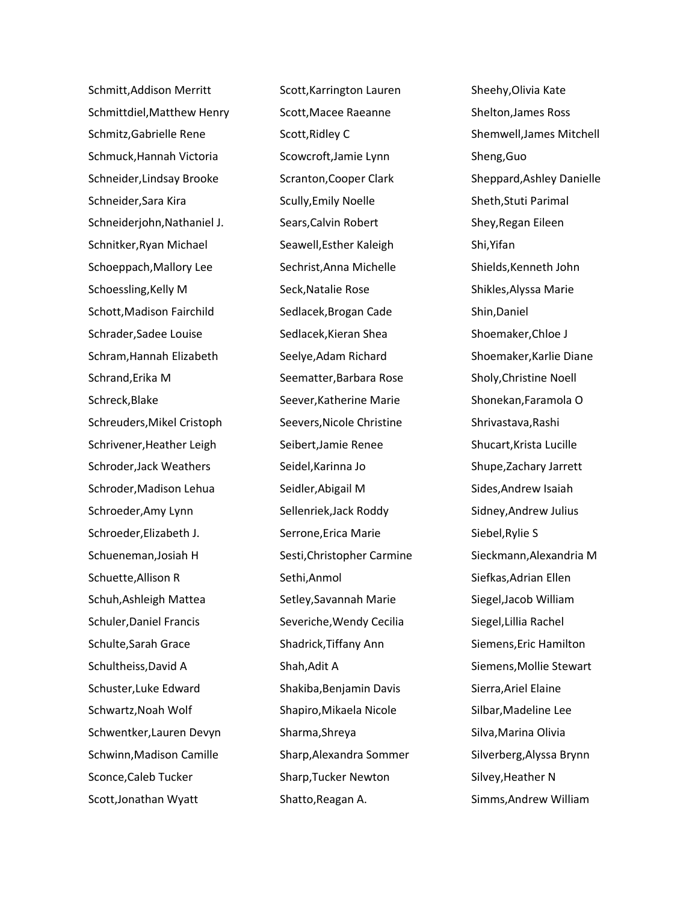Schmitt,Addison Merritt
Schmittdiel,Matthew Henry
Schmitz,Gabrielle Rene
Schmuck,Hannah Victoria
Schneider,Lindsay Brooke
Schneider,Sara Kira
Schneiderjohn,Nathaniel J.
Schnitker,Ryan Michael
Schoeppach,Mallory Lee
Schoessling,Kelly M
Schott,Madison Fairchild
Schrader,Sadee Louise
Schram,Hannah Elizabeth
Schrand,Erika M
Schreck,Blake
Schreuders,Mikel Cristoph
Schrivener,Heather Leigh
Schroder,Jack Weathers
Schroder,Madison Lehua
Schroeder,Amy Lynn
Schroeder,Elizabeth J.
Schueneman,Josiah H
Schuette,Allison R
Schuh,Ashleigh Mattea
Schuler,Daniel Francis
Schulte,Sarah Grace
Schultheiss,David A
Schuster,Luke Edward
Schwartz,Noah Wolf
Schwentker,Lauren Devyn
Schwinn,Madison Camille
Sconce,Caleb Tucker
Scott,Jonathan Wyatt
Scott,Karrington Lauren
Scott,Macee Raeanne
Scott,Ridley C
Scowcroft,Jamie Lynn
Scranton,Cooper Clark
Scully,Emily Noelle
Sears,Calvin Robert
Seawell,Esther Kaleigh
Sechrist,Anna Michelle
Seck,Natalie Rose
Sedlacek,Brogan Cade
Sedlacek,Kieran Shea
Seelye,Adam Richard
Seematter,Barbara Rose
Seever,Katherine Marie
Seevers,Nicole Christine
Seibert,Jamie Renee
Seidel,Karinna Jo
Seidler,Abigail M
Sellenriek,Jack Roddy
Serrone,Erica Marie
Sesti,Christopher Carmine
Sethi,Anmol
Setley,Savannah Marie
Severiche,Wendy Cecilia
Shadrick,Tiffany Ann
Shah,Adit A
Shakiba,Benjamin Davis
Shapiro,Mikaela Nicole
Sharma,Shreya
Sharp,Alexandra Sommer
Sharp,Tucker Newton
Shatto,Reagan A.
Sheehy,Olivia Kate
Shelton,James Ross
Shemwell,James Mitchell
Sheng,Guo
Sheppard,Ashley Danielle
Sheth,Stuti Parimal
Shey,Regan Eileen
Shi,Yifan
Shields,Kenneth John
Shikles,Alyssa Marie
Shin,Daniel
Shoemaker,Chloe J
Shoemaker,Karlie Diane
Sholy,Christine Noell
Shonekan,Faramola O
Shrivastava,Rashi
Shucart,Krista Lucille
Shupe,Zachary Jarrett
Sides,Andrew Isaiah
Sidney,Andrew Julius
Siebel,Rylie S
Sieckmann,Alexandria M
Siefkas,Adrian Ellen
Siegel,Jacob William
Siegel,Lillia Rachel
Siemens,Eric Hamilton
Siemens,Mollie Stewart
Sierra,Ariel Elaine
Silbar,Madeline Lee
Silva,Marina Olivia
Silverberg,Alyssa Brynn
Silvey,Heather N
Simms,Andrew William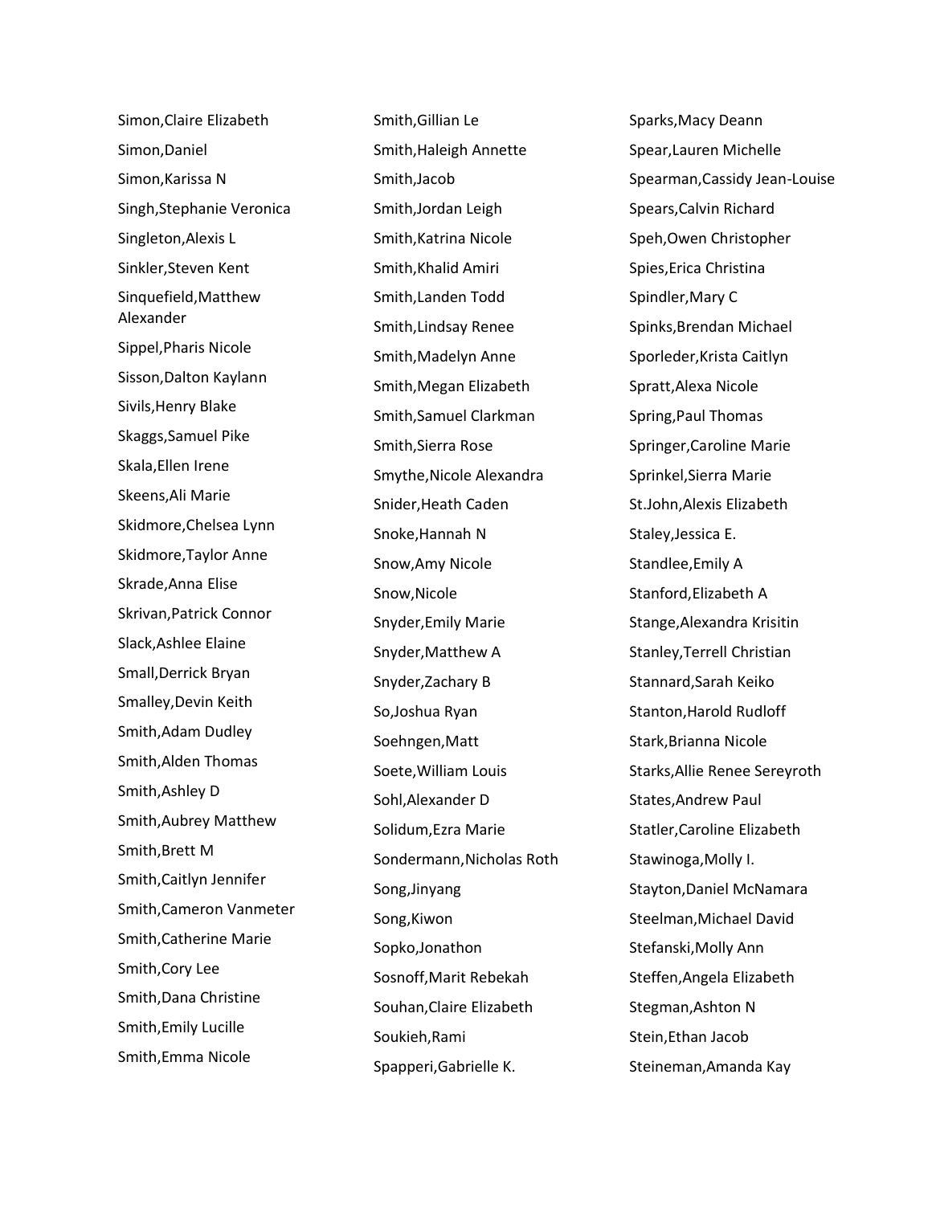Simon,Claire Elizabeth
Simon,Daniel
Simon,Karissa N
Singh,Stephanie Veronica
Singleton,Alexis L
Sinkler,Steven Kent
Sinquefield,Matthew Alexander
Sippel,Pharis Nicole
Sisson,Dalton Kaylann
Sivils,Henry Blake
Skaggs,Samuel Pike
Skala,Ellen Irene
Skeens,Ali Marie
Skidmore,Chelsea Lynn
Skidmore,Taylor Anne
Skrade,Anna Elise
Skrivan,Patrick Connor
Slack,Ashlee Elaine
Small,Derrick Bryan
Smalley,Devin Keith
Smith,Adam Dudley
Smith,Alden Thomas
Smith,Ashley D
Smith,Aubrey Matthew
Smith,Brett M
Smith,Caitlyn Jennifer
Smith,Cameron Vanmeter
Smith,Catherine Marie
Smith,Cory Lee
Smith,Dana Christine
Smith,Emily Lucille
Smith,Emma Nicole
Smith,Gillian Le
Smith,Haleigh Annette
Smith,Jacob
Smith,Jordan Leigh
Smith,Katrina Nicole
Smith,Khalid Amiri
Smith,Landen Todd
Smith,Lindsay Renee
Smith,Madelyn Anne
Smith,Megan Elizabeth
Smith,Samuel Clarkman
Smith,Sierra Rose
Smythe,Nicole Alexandra
Snider,Heath Caden
Snoke,Hannah N
Snow,Amy Nicole
Snow,Nicole
Snyder,Emily Marie
Snyder,Matthew A
Snyder,Zachary B
So,Joshua Ryan
Soehngen,Matt
Soete,William Louis
Sohl,Alexander D
Solidum,Ezra Marie
Sondermann,Nicholas Roth
Song,Jinyang
Song,Kiwon
Sopko,Jonathon
Sosnoff,Marit Rebekah
Souhan,Claire Elizabeth
Soukieh,Rami
Spapperi,Gabrielle K.
Sparks,Macy Deann
Spear,Lauren Michelle
Spearman,Cassidy Jean-Louise
Spears,Calvin Richard
Speh,Owen Christopher
Spies,Erica Christina
Spindler,Mary C
Spinks,Brendan Michael
Sporleder,Krista Caitlyn
Spratt,Alexa Nicole
Spring,Paul Thomas
Springer,Caroline Marie
Sprinkel,Sierra Marie
St.John,Alexis Elizabeth
Staley,Jessica E.
Standlee,Emily A
Stanford,Elizabeth A
Stange,Alexandra Krisitin
Stanley,Terrell Christian
Stannard,Sarah Keiko
Stanton,Harold Rudloff
Stark,Brianna Nicole
Starks,Allie Renee Sereyroth
States,Andrew Paul
Statler,Caroline Elizabeth
Stawinoga,Molly I.
Stayton,Daniel McNamara
Steelman,Michael David
Stefanski,Molly Ann
Steffen,Angela Elizabeth
Stegman,Ashton N
Stein,Ethan Jacob
Steineman,Amanda Kay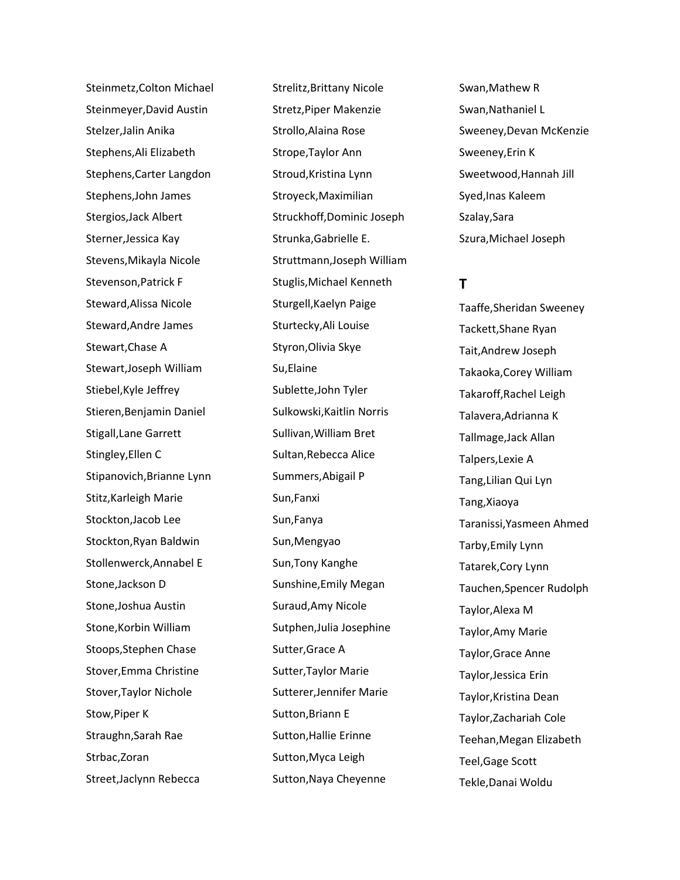Steinmetz,Colton Michael
Steinmeyer,David Austin
Stelzer,Jalin Anika
Stephens,Ali Elizabeth
Stephens,Carter Langdon
Stephens,John James
Stergios,Jack Albert
Sterner,Jessica Kay
Stevens,Mikayla Nicole
Stevenson,Patrick F
Steward,Alissa Nicole
Steward,Andre James
Stewart,Chase A
Stewart,Joseph William
Stiebel,Kyle Jeffrey
Stieren,Benjamin Daniel
Stigall,Lane Garrett
Stingley,Ellen C
Stipanovich,Brianne Lynn
Stitz,Karleigh Marie
Stockton,Jacob Lee
Stockton,Ryan Baldwin
Stollenwerck,Annabel E
Stone,Jackson D
Stone,Joshua Austin
Stone,Korbin William
Stoops,Stephen Chase
Stover,Emma Christine
Stover,Taylor Nichole
Stow,Piper K
Straughn,Sarah Rae
Strbac,Zoran
Street,Jaclynn Rebecca
Strelitz,Brittany Nicole
Stretz,Piper Makenzie
Strollo,Alaina Rose
Strope,Taylor Ann
Stroud,Kristina Lynn
Stroyeck,Maximilian
Struckhoff,Dominic Joseph
Strunka,Gabrielle E.
Struttmann,Joseph William
Stuglis,Michael Kenneth
Sturgell,Kaelyn Paige
Sturtecky,Ali Louise
Styron,Olivia Skye
Su,Elaine
Sublette,John Tyler
Sulkowski,Kaitlin Norris
Sullivan,William Bret
Sultan,Rebecca Alice
Summers,Abigail P
Sun,Fanxi
Sun,Fanya
Sun,Mengyao
Sun,Tony Kanghe
Sunshine,Emily Megan
Suraud,Amy Nicole
Sutphen,Julia Josephine
Sutter,Grace A
Sutter,Taylor Marie
Sutterer,Jennifer Marie
Sutton,Briann E
Sutton,Hallie Erinne
Sutton,Myca Leigh
Sutton,Naya Cheyenne
Swan,Mathew R
Swan,Nathaniel L
Sweeney,Devan McKenzie
Sweeney,Erin K
Sweetwood,Hannah Jill
Syed,Inas Kaleem
Szalay,Sara
Szura,Michael Joseph

## T

Taaffe,Sheridan Sweeney
Tackett,Shane Ryan
Tait,Andrew Joseph
Takaoka,Corey William
Takaroff,Rachel Leigh
Talavera,Adrianna K
Tallmage,Jack Allan
Talpers,Lexie A
Tang,Lilian Qui Lyn
Tang,Xiaoya
Taranissi,Yasmeen Ahmed
Tarby,Emily Lynn
Tatarek,Cory Lynn
Tauchen,Spencer Rudolph
Taylor,Alexa M
Taylor,Amy Marie
Taylor,Grace Anne
Taylor,Jessica Erin
Taylor,Kristina Dean
Taylor,Zachariah Cole
Teehan,Megan Elizabeth
Teel,Gage Scott
Tekle,Danai Woldu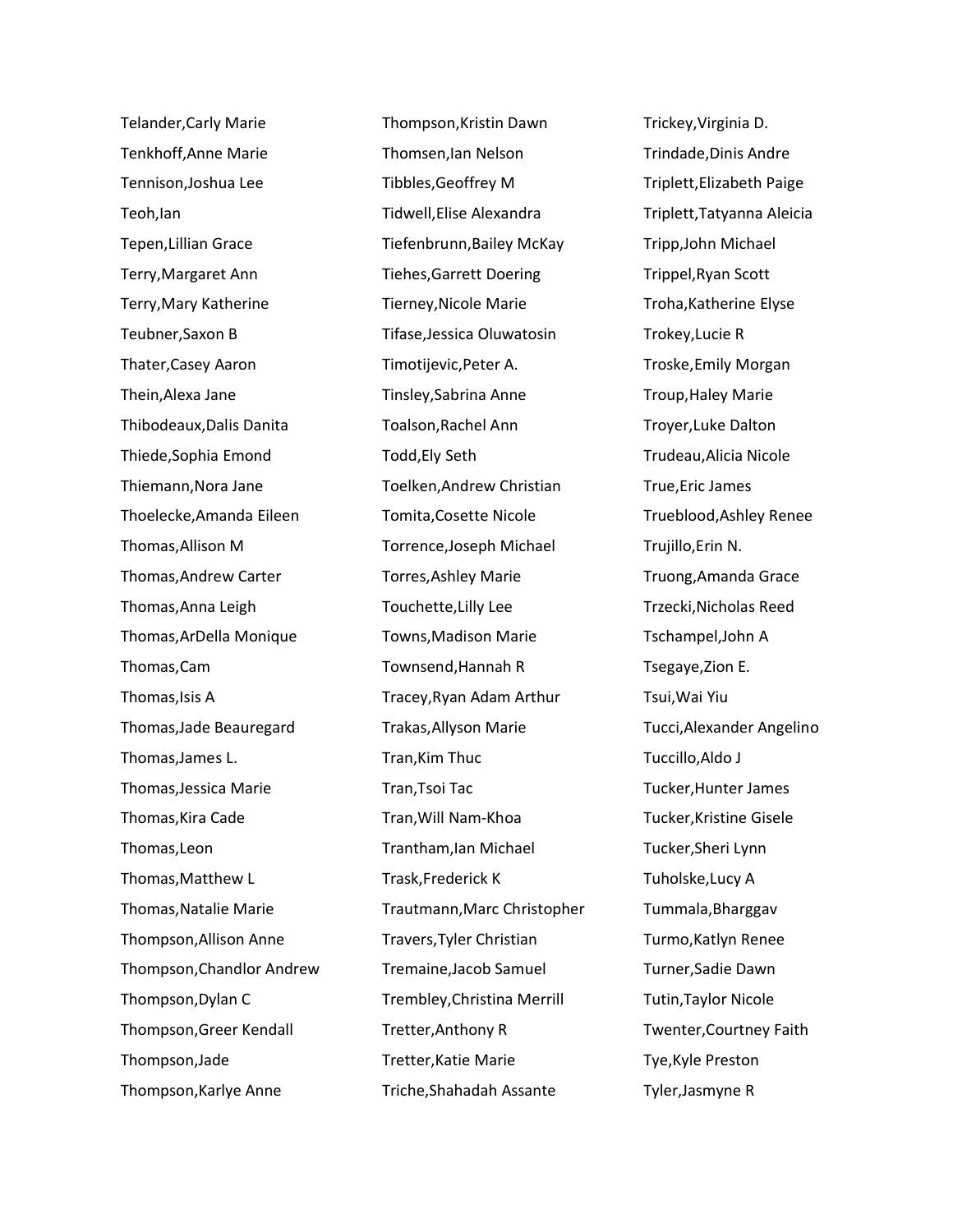Telander,Carly Marie
Tenkhoff,Anne Marie
Tennison,Joshua Lee
Teoh,Ian
Tepen,Lillian Grace
Terry,Margaret Ann
Terry,Mary Katherine
Teubner,Saxon B
Thater,Casey Aaron
Thein,Alexa Jane
Thibodeaux,Dalis Danita
Thiede,Sophia Emond
Thiemann,Nora Jane
Thoelecke,Amanda Eileen
Thomas,Allison M
Thomas,Andrew Carter
Thomas,Anna Leigh
Thomas,ArDella Monique
Thomas,Cam
Thomas,Isis A
Thomas,Jade Beauregard
Thomas,James L.
Thomas,Jessica Marie
Thomas,Kira Cade
Thomas,Leon
Thomas,Matthew L
Thomas,Natalie Marie
Thompson,Allison Anne
Thompson,Chandlor Andrew
Thompson,Dylan C
Thompson,Greer Kendall
Thompson,Jade
Thompson,Karlye Anne
Thompson,Kristin Dawn
Thomsen,Ian Nelson
Tibbles,Geoffrey M
Tidwell,Elise Alexandra
Tiefenbrunn,Bailey McKay
Tiehes,Garrett Doering
Tierney,Nicole Marie
Tifase,Jessica Oluwatosin
Timotijevic,Peter A.
Tinsley,Sabrina Anne
Toalson,Rachel Ann
Todd,Ely Seth
Toelken,Andrew Christian
Tomita,Cosette Nicole
Torrence,Joseph Michael
Torres,Ashley Marie
Touchette,Lilly Lee
Towns,Madison Marie
Townsend,Hannah R
Tracey,Ryan Adam Arthur
Trakas,Allyson Marie
Tran,Kim Thuc
Tran,Tsoi Tac
Tran,Will Nam-Khoa
Trantham,Ian Michael
Trask,Frederick K
Trautmann,Marc Christopher
Travers,Tyler Christian
Tremaine,Jacob Samuel
Trembley,Christina Merrill
Tretter,Anthony R
Tretter,Katie Marie
Triche,Shahadah Assante
Trickey,Virginia D.
Trindade,Dinis Andre
Triplett,Elizabeth Paige
Triplett,Tatyanna Aleicia
Tripp,John Michael
Trippel,Ryan Scott
Troha,Katherine Elyse
Trokey,Lucie R
Troske,Emily Morgan
Troup,Haley Marie
Troyer,Luke Dalton
Trudeau,Alicia Nicole
True,Eric James
Trueblood,Ashley Renee
Trujillo,Erin N.
Truong,Amanda Grace
Trzecki,Nicholas Reed
Tschampel,John A
Tsegaye,Zion E.
Tsui,Wai Yiu
Tucci,Alexander Angelino
Tuccillo,Aldo J
Tucker,Hunter James
Tucker,Kristine Gisele
Tucker,Sheri Lynn
Tuholske,Lucy A
Tummala,Bharggav
Turmo,Katlyn Renee
Turner,Sadie Dawn
Tutin,Taylor Nicole
Twenter,Courtney Faith
Tye,Kyle Preston
Tyler,Jasmyne R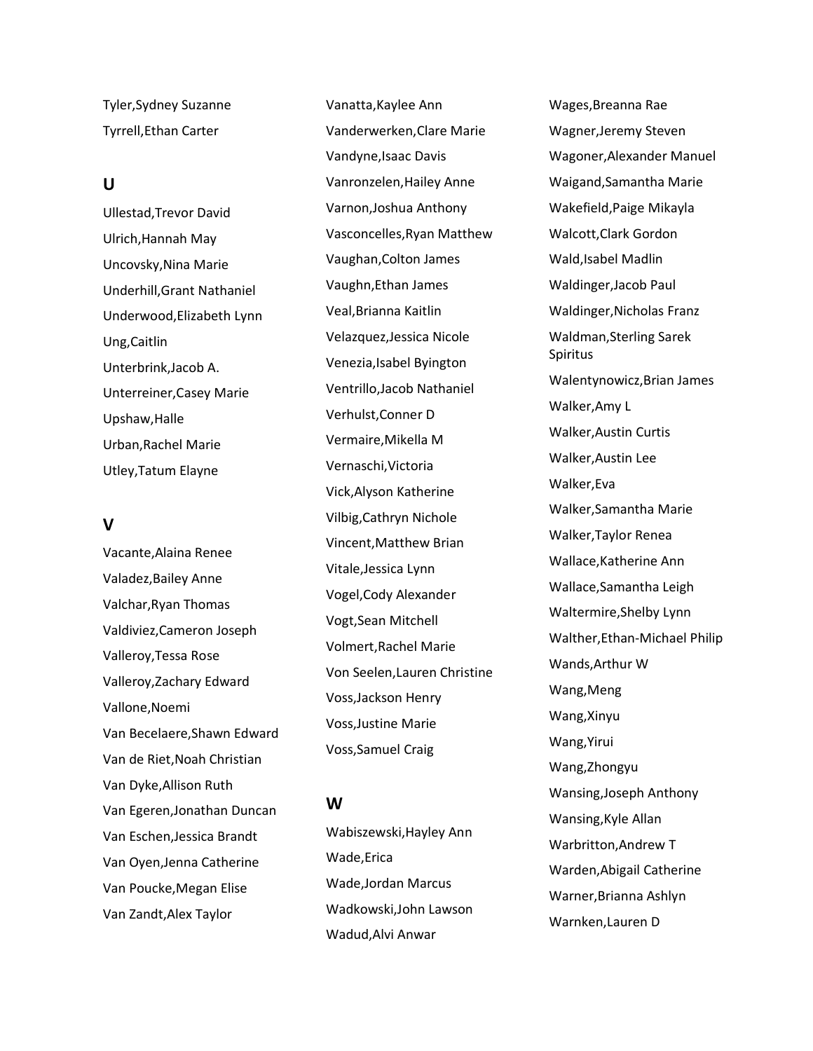Tyler,Sydney Suzanne
Tyrrell,Ethan Carter

## U

Ullestad,Trevor David
Ulrich,Hannah May
Uncovsky,Nina Marie
Underhill,Grant Nathaniel
Underwood,Elizabeth Lynn
Ung,Caitlin
Unterbrink,Jacob A.
Unterreiner,Casey Marie
Upshaw,Halle
Urban,Rachel Marie
Utley,Tatum Elayne

## V

Vacante,Alaina Renee
Valadez,Bailey Anne
Valchar,Ryan Thomas
Valdiviez,Cameron Joseph
Valleroy,Tessa Rose
Valleroy,Zachary Edward
Vallone,Noemi
Van Becelaere,Shawn Edward
Van de Riet,Noah Christian
Van Dyke,Allison Ruth
Van Egeren,Jonathan Duncan
Van Eschen,Jessica Brandt
Van Oyen,Jenna Catherine
Van Poucke,Megan Elise
Van Zandt,Alex Taylor
Vanatta,Kaylee Ann
Vanderwerken,Clare Marie
Vandyne,Isaac Davis
Vanronzelen,Hailey Anne
Varnon,Joshua Anthony
Vasconcelles,Ryan Matthew
Vaughan,Colton James
Vaughn,Ethan James
Veal,Brianna Kaitlin
Velazquez,Jessica Nicole
Venezia,Isabel Byington
Ventrillo,Jacob Nathaniel
Verhulst,Conner D
Vermaire,Mikella M
Vernaschi,Victoria
Vick,Alyson Katherine
Vilbig,Cathryn Nichole
Vincent,Matthew Brian
Vitale,Jessica Lynn
Vogel,Cody Alexander
Vogt,Sean Mitchell
Volmert,Rachel Marie
Von Seelen,Lauren Christine
Voss,Jackson Henry
Voss,Justine Marie
Voss,Samuel Craig

## W

Wabiszewski,Hayley Ann
Wade,Erica
Wade,Jordan Marcus
Wadkowski,John Lawson
Wadud,Alvi Anwar
Wages,Breanna Rae
Wagner,Jeremy Steven
Wagoner,Alexander Manuel
Waigand,Samantha Marie
Wakefield,Paige Mikayla
Walcott,Clark Gordon
Wald,Isabel Madlin
Waldinger,Jacob Paul
Waldinger,Nicholas Franz
Waldman,Sterling Sarek Spiritus
Walentynowicz,Brian James
Walker,Amy L
Walker,Austin Curtis
Walker,Austin Lee
Walker,Eva
Walker,Samantha Marie
Walker,Taylor Renea
Wallace,Katherine Ann
Wallace,Samantha Leigh
Waltermire,Shelby Lynn
Walther,Ethan-Michael Philip
Wands,Arthur W
Wang,Meng
Wang,Xinyu
Wang,Yirui
Wang,Zhongyu
Wansing,Joseph Anthony
Wansing,Kyle Allan
Warbritton,Andrew T
Warden,Abigail Catherine
Warner,Brianna Ashlyn
Warnken,Lauren D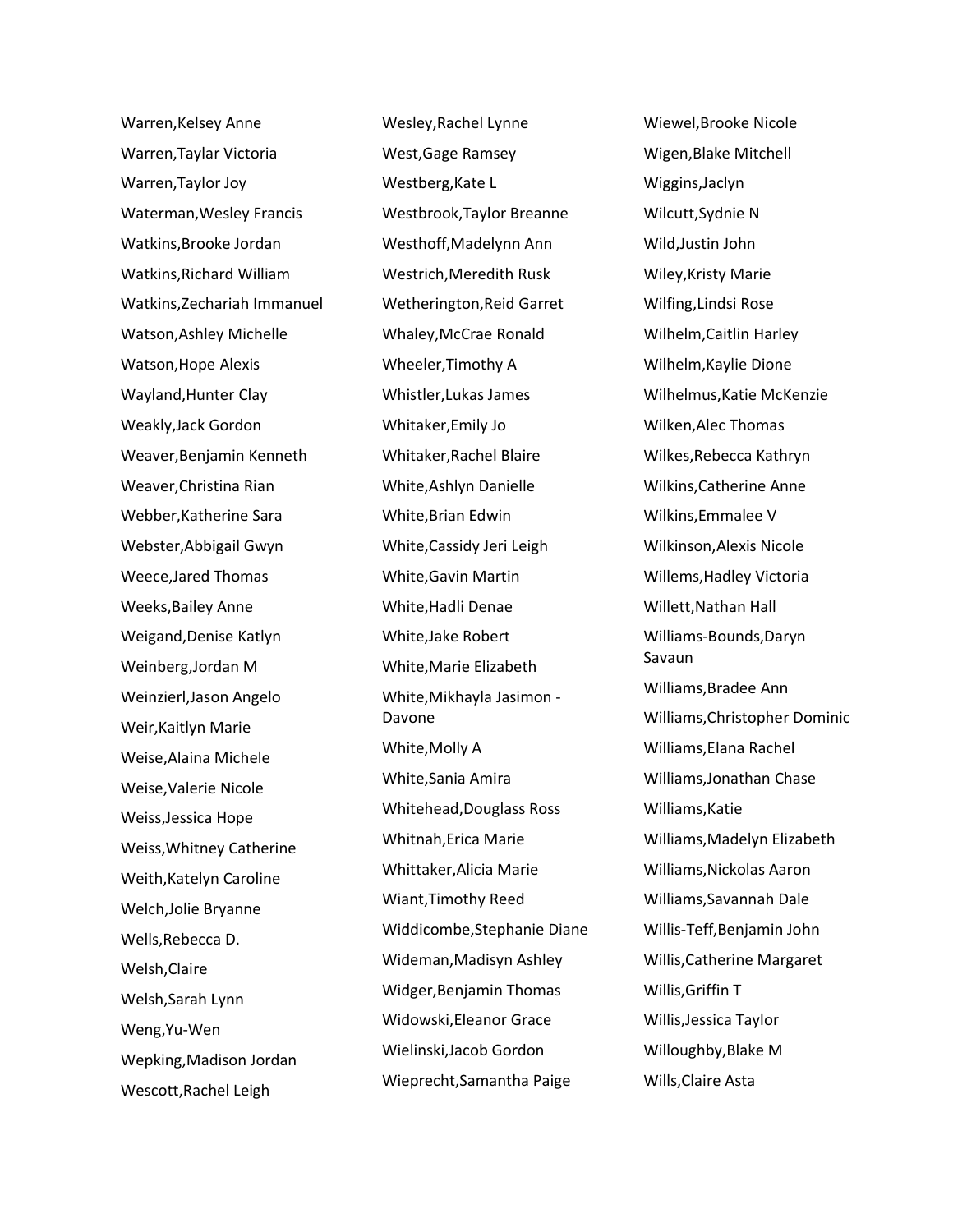Warren,Kelsey Anne
Warren,Taylar Victoria
Warren,Taylor Joy
Waterman,Wesley Francis
Watkins,Brooke Jordan
Watkins,Richard William
Watkins,Zechariah Immanuel
Watson,Ashley Michelle
Watson,Hope Alexis
Wayland,Hunter Clay
Weakly,Jack Gordon
Weaver,Benjamin Kenneth
Weaver,Christina Rian
Webber,Katherine Sara
Webster,Abbigail Gwyn
Weece,Jared Thomas
Weeks,Bailey Anne
Weigand,Denise Katlyn
Weinberg,Jordan M
Weinzierl,Jason Angelo
Weir,Kaitlyn Marie
Weise,Alaina Michele
Weise,Valerie Nicole
Weiss,Jessica Hope
Weiss,Whitney Catherine
Weith,Katelyn Caroline
Welch,Jolie Bryanne
Wells,Rebecca D.
Welsh,Claire
Welsh,Sarah Lynn
Weng,Yu-Wen
Wepking,Madison Jordan
Wescott,Rachel Leigh
Wesley,Rachel Lynne
West,Gage Ramsey
Westberg,Kate L
Westbrook,Taylor Breanne
Westhoff,Madelynn Ann
Westrich,Meredith Rusk
Wetherington,Reid Garret
Whaley,McCrae Ronald
Wheeler,Timothy A
Whistler,Lukas James
Whitaker,Emily Jo
Whitaker,Rachel Blaire
White,Ashlyn Danielle
White,Brian Edwin
White,Cassidy Jeri Leigh
White,Gavin Martin
White,Hadli Denae
White,Jake Robert
White,Marie Elizabeth
White,Mikhayla Jasimon - Davone
White,Molly A
White,Sania Amira
Whitehead,Douglass Ross
Whitnah,Erica Marie
Whittaker,Alicia Marie
Wiant,Timothy Reed
Widdicombe,Stephanie Diane
Wideman,Madisyn Ashley
Widger,Benjamin Thomas
Widowski,Eleanor Grace
Wielinski,Jacob Gordon
Wieprecht,Samantha Paige
Wiewel,Brooke Nicole
Wigen,Blake Mitchell
Wiggins,Jaclyn
Wilcutt,Sydnie N
Wild,Justin John
Wiley,Kristy Marie
Wilfing,Lindsi Rose
Wilhelm,Caitlin Harley
Wilhelm,Kaylie Dione
Wilhelmus,Katie McKenzie
Wilken,Alec Thomas
Wilkes,Rebecca Kathryn
Wilkins,Catherine Anne
Wilkins,Emmalee V
Wilkinson,Alexis Nicole
Willems,Hadley Victoria
Willett,Nathan Hall
Williams-Bounds,Daryn Savaun
Williams,Bradee Ann
Williams,Christopher Dominic
Williams,Elana Rachel
Williams,Jonathan Chase
Williams,Katie
Williams,Madelyn Elizabeth
Williams,Nickolas Aaron
Williams,Savannah Dale
Willis-Teff,Benjamin John
Willis,Catherine Margaret
Willis,Griffin T
Willis,Jessica Taylor
Willoughby,Blake M
Wills,Claire Asta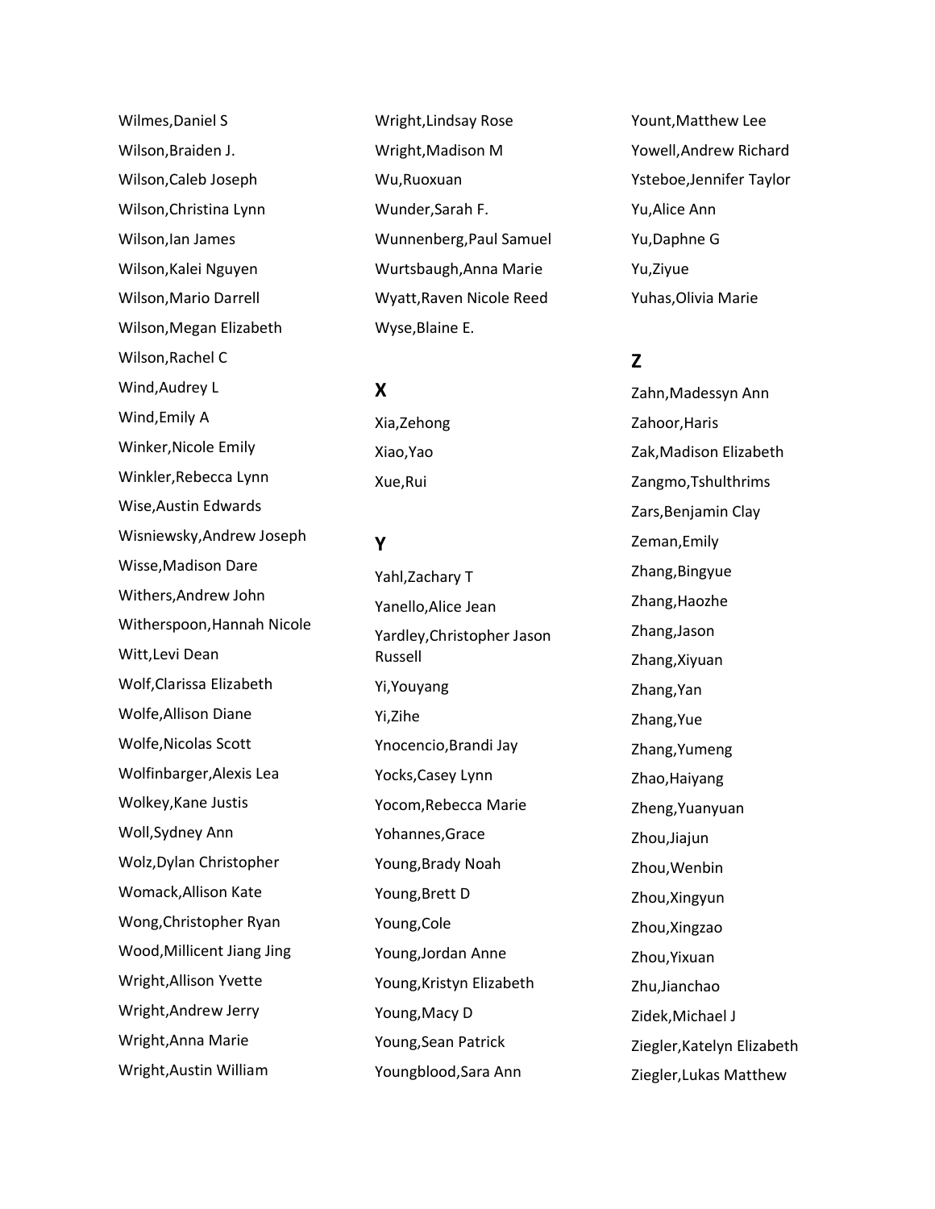Wilmes,Daniel S

Wilson,Braiden J.

Wilson,Caleb Joseph

Wilson,Christina Lynn

Wilson,Ian James

Wilson,Kalei Nguyen

Wilson,Mario Darrell

Wilson,Megan Elizabeth

Wilson,Rachel C

Wind,Audrey L

Wind,Emily A

Winker,Nicole Emily

Winkler,Rebecca Lynn

Wise,Austin Edwards

Wisniewsky,Andrew Joseph

Wisse,Madison Dare

Withers,Andrew John

Witherspoon,Hannah Nicole

Witt,Levi Dean

Wolf,Clarissa Elizabeth

Wolfe,Allison Diane

Wolfe,Nicolas Scott

Wolfinbarger,Alexis Lea

Wolkey,Kane Justis

Woll,Sydney Ann

Wolz,Dylan Christopher

Womack,Allison Kate

Wong,Christopher Ryan

Wood,Millicent Jiang Jing

Wright,Allison Yvette

Wright,Andrew Jerry

Wright,Anna Marie

Wright,Austin William

Wright,Lindsay Rose

Wright,Madison M

Wu,Ruoxuan

Wunder,Sarah F.

Wunnenberg,Paul Samuel

Wurtsbaugh,Anna Marie

Wyatt,Raven Nicole Reed

Wyse,Blaine E.

## X

Xia,Zehong

Xiao,Yao

Xue,Rui

## Y

Yahl,Zachary T

Yanello,Alice Jean

Yardley,Christopher Jason Russell

Yi,Youyang

Yi,Zihe

Ynocencio,Brandi Jay

Yocks,Casey Lynn

Yocom,Rebecca Marie

Yohannes,Grace

Young,Brady Noah

Young,Brett D

Young,Cole

Young,Jordan Anne

Young,Kristyn Elizabeth

Young,Macy D

Young,Sean Patrick

Youngblood,Sara Ann

Yount,Matthew Lee

Yowell,Andrew Richard

Ysteboe,Jennifer Taylor

Yu,Alice Ann

Yu,Daphne G

Yu,Ziyue

Yuhas,Olivia Marie

## Z

Zahn,Madessyn Ann

Zahoor,Haris

Zak,Madison Elizabeth

Zangmo,Tshulthrims

Zars,Benjamin Clay

Zeman,Emily

Zhang,Bingyue

Zhang,Haozhe

Zhang,Jason

Zhang,Xiyuan

Zhang,Yan

Zhang,Yue

Zhang,Yumeng

Zhao,Haiyang

Zheng,Yuanyuan

Zhou,Jiajun

Zhou,Wenbin

Zhou,Xingyun

Zhou,Xingzao

Zhou,Yixuan

Zhu,Jianchao

Zidek,Michael J

Ziegler,Katelyn Elizabeth

Ziegler,Lukas Matthew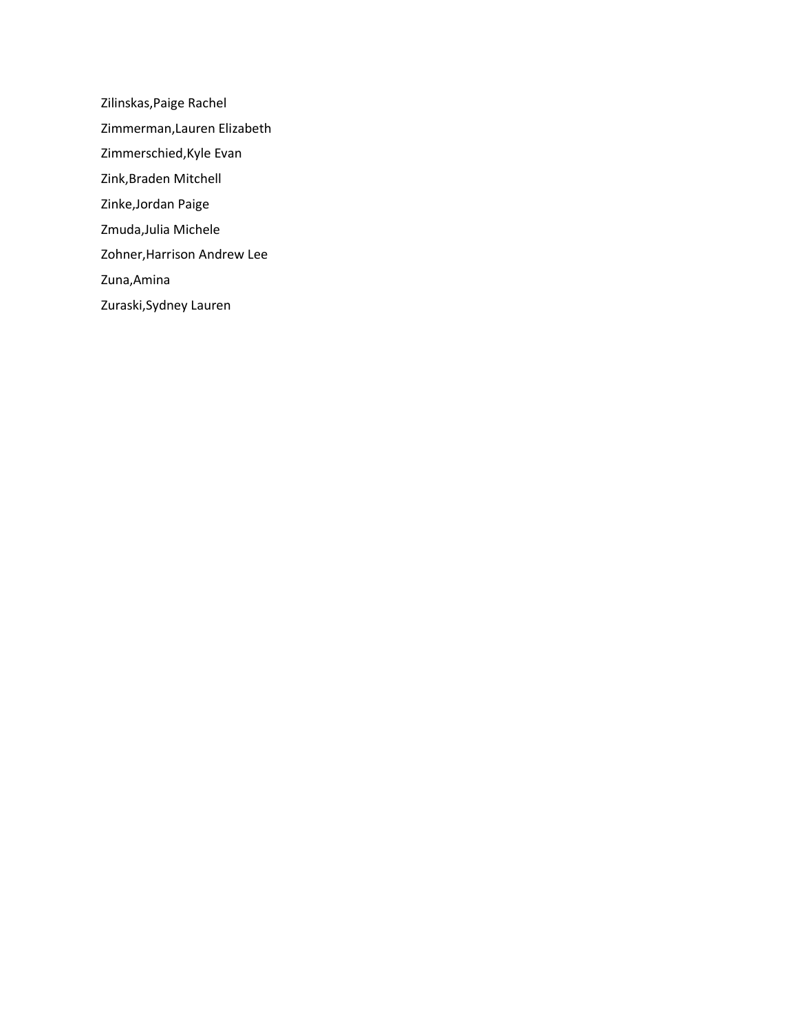Zilinskas,Paige Rachel

Zimmerman,Lauren Elizabeth

Zimmerschied,Kyle Evan

Zink,Braden Mitchell

Zinke,Jordan Paige

Zmuda,Julia Michele

Zohner,Harrison Andrew Lee

Zuna,Amina

Zuraski,Sydney Lauren